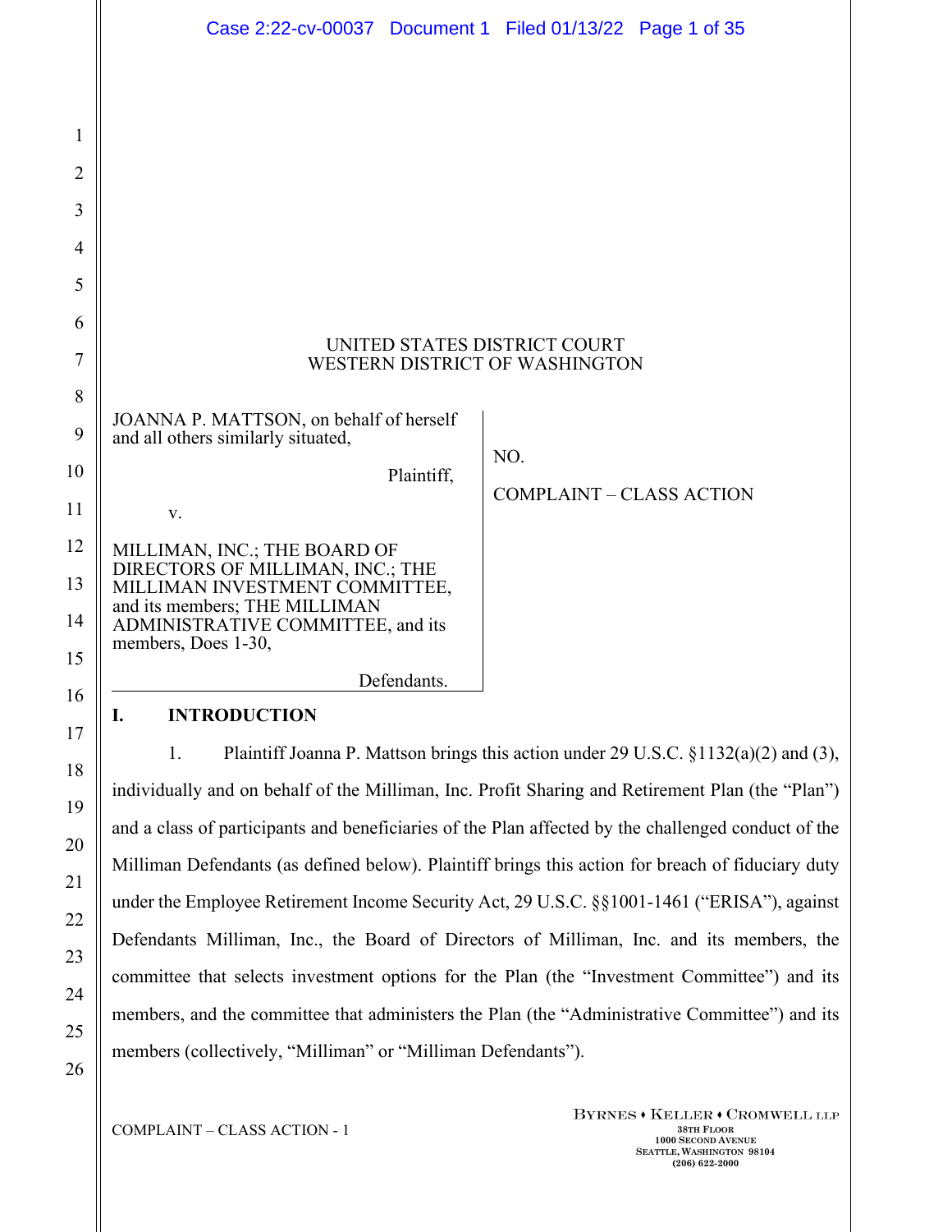UNITED STATES DISTRICT COURT
WESTERN DISTRICT OF WASHINGTON

JOANNA P. MATTSON, on behalf of herself and all others similarly situated,

Plaintiff,

v.

MILLIMAN, INC.; THE BOARD OF DIRECTORS OF MILLIMAN, INC.; THE MILLIMAN INVESTMENT COMMITTEE, and its members; THE MILLIMAN ADMINISTRATIVE COMMITTEE, and its members, Does 1-30,

Defendants.

NO.

COMPLAINT – CLASS ACTION

## I. INTRODUCTION

1. Plaintiff Joanna P. Mattson brings this action under 29 U.S.C. §1132(a)(2) and (3), individually and on behalf of the Milliman, Inc. Profit Sharing and Retirement Plan (the "Plan") and a class of participants and beneficiaries of the Plan affected by the challenged conduct of the Milliman Defendants (as defined below). Plaintiff brings this action for breach of fiduciary duty under the Employee Retirement Income Security Act, 29 U.S.C. §§1001-1461 ("ERISA"), against Defendants Milliman, Inc., the Board of Directors of Milliman, Inc. and its members, the committee that selects investment options for the Plan (the "Investment Committee") and its members, and the committee that administers the Plan (the "Administrative Committee") and its members (collectively, "Milliman" or "Milliman Defendants").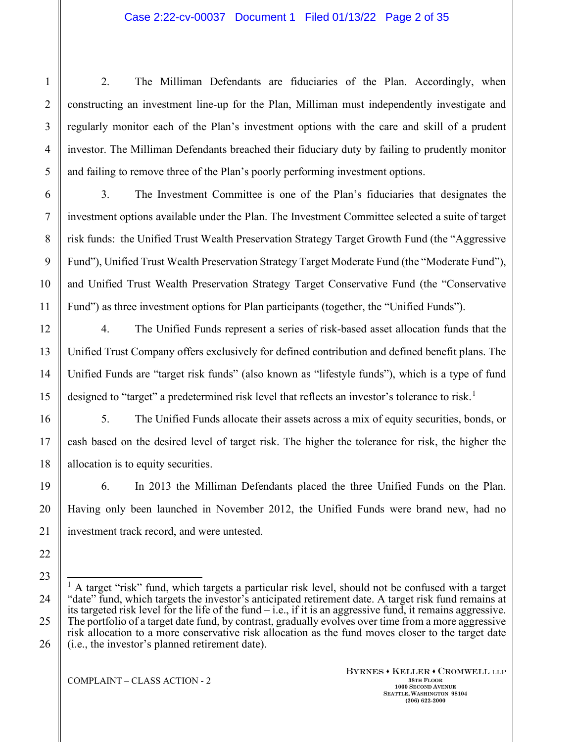2. The Milliman Defendants are fiduciaries of the Plan. Accordingly, when constructing an investment line-up for the Plan, Milliman must independently investigate and regularly monitor each of the Plan's investment options with the care and skill of a prudent investor. The Milliman Defendants breached their fiduciary duty by failing to prudently monitor and failing to remove three of the Plan's poorly performing investment options.

3. The Investment Committee is one of the Plan's fiduciaries that designates the investment options available under the Plan. The Investment Committee selected a suite of target risk funds: the Unified Trust Wealth Preservation Strategy Target Growth Fund (the "Aggressive Fund"), Unified Trust Wealth Preservation Strategy Target Moderate Fund (the "Moderate Fund"), and Unified Trust Wealth Preservation Strategy Target Conservative Fund (the "Conservative Fund") as three investment options for Plan participants (together, the "Unified Funds").

4. The Unified Funds represent a series of risk-based asset allocation funds that the Unified Trust Company offers exclusively for defined contribution and defined benefit plans. The Unified Funds are "target risk funds" (also known as "lifestyle funds"), which is a type of fund designed to "target" a predetermined risk level that reflects an investor's tolerance to risk.[1]

5. The Unified Funds allocate their assets across a mix of equity securities, bonds, or cash based on the desired level of target risk. The higher the tolerance for risk, the higher the allocation is to equity securities.

6. In 2013 the Milliman Defendants placed the three Unified Funds on the Plan. Having only been launched in November 2012, the Unified Funds were brand new, had no investment track record, and were untested.

[1] A target "risk" fund, which targets a particular risk level, should not be confused with a target "date" fund, which targets the investor's anticipated retirement date. A target risk fund remains at its targeted risk level for the life of the fund – i.e., if it is an aggressive fund, it remains aggressive. The portfolio of a target date fund, by contrast, gradually evolves over time from a more aggressive risk allocation to a more conservative risk allocation as the fund moves closer to the target date (i.e., the investor's planned retirement date).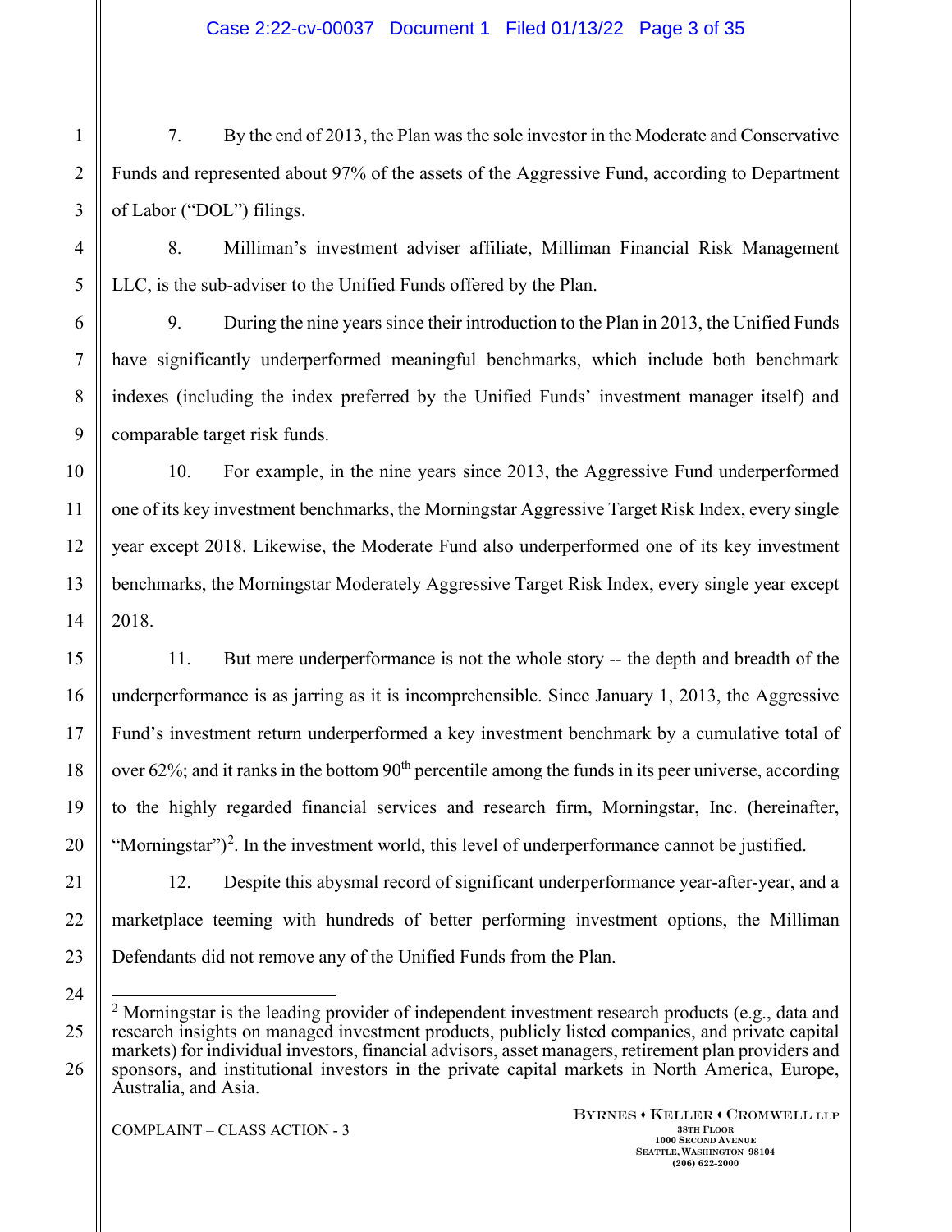7. By the end of 2013, the Plan was the sole investor in the Moderate and Conservative Funds and represented about 97% of the assets of the Aggressive Fund, according to Department of Labor ("DOL") filings.

8. Milliman's investment adviser affiliate, Milliman Financial Risk Management LLC, is the sub-adviser to the Unified Funds offered by the Plan.

9. During the nine years since their introduction to the Plan in 2013, the Unified Funds have significantly underperformed meaningful benchmarks, which include both benchmark indexes (including the index preferred by the Unified Funds' investment manager itself) and comparable target risk funds.

10. For example, in the nine years since 2013, the Aggressive Fund underperformed one of its key investment benchmarks, the Morningstar Aggressive Target Risk Index, every single year except 2018. Likewise, the Moderate Fund also underperformed one of its key investment benchmarks, the Morningstar Moderately Aggressive Target Risk Index, every single year except 2018.

11. But mere underperformance is not the whole story -- the depth and breadth of the underperformance is as jarring as it is incomprehensible. Since January 1, 2013, the Aggressive Fund's investment return underperformed a key investment benchmark by a cumulative total of over 62%; and it ranks in the bottom 90th percentile among the funds in its peer universe, according to the highly regarded financial services and research firm, Morningstar, Inc. (hereinafter, "Morningstar")[2]. In the investment world, this level of underperformance cannot be justified.

12. Despite this abysmal record of significant underperformance year-after-year, and a marketplace teeming with hundreds of better performing investment options, the Milliman Defendants did not remove any of the Unified Funds from the Plan.

---

[2] Morningstar is the leading provider of independent investment research products (e.g., data and research insights on managed investment products, publicly listed companies, and private capital markets) for individual investors, financial advisors, asset managers, retirement plan providers and sponsors, and institutional investors in the private capital markets in North America, Europe, Australia, and Asia.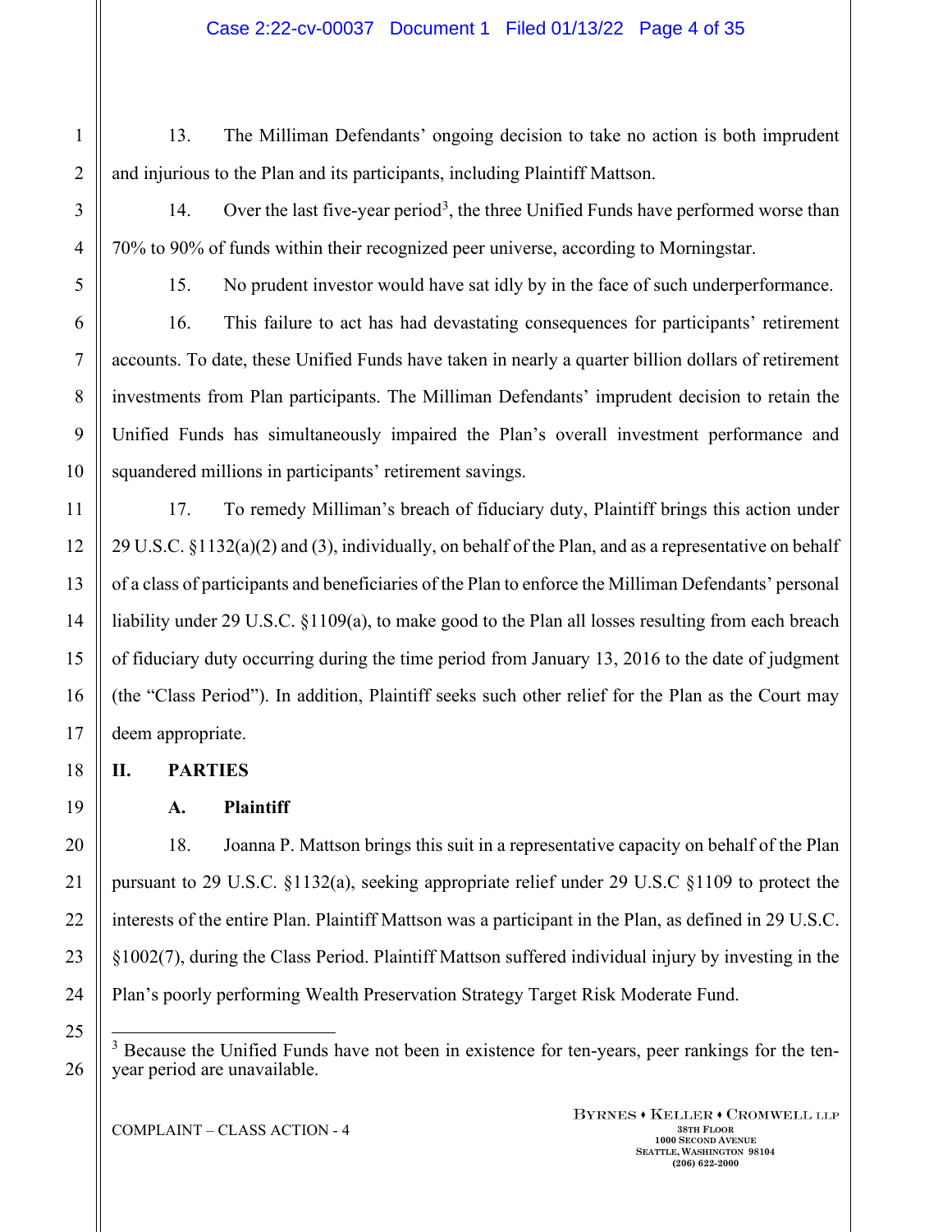13. The Milliman Defendants' ongoing decision to take no action is both imprudent and injurious to the Plan and its participants, including Plaintiff Mattson.

14. Over the last five-year period[3], the three Unified Funds have performed worse than 70% to 90% of funds within their recognized peer universe, according to Morningstar.

15. No prudent investor would have sat idly by in the face of such underperformance.

16. This failure to act has had devastating consequences for participants' retirement accounts. To date, these Unified Funds have taken in nearly a quarter billion dollars of retirement investments from Plan participants. The Milliman Defendants' imprudent decision to retain the Unified Funds has simultaneously impaired the Plan's overall investment performance and squandered millions in participants' retirement savings.

17. To remedy Milliman's breach of fiduciary duty, Plaintiff brings this action under 29 U.S.C. §1132(a)(2) and (3), individually, on behalf of the Plan, and as a representative on behalf of a class of participants and beneficiaries of the Plan to enforce the Milliman Defendants' personal liability under 29 U.S.C. §1109(a), to make good to the Plan all losses resulting from each breach of fiduciary duty occurring during the time period from January 13, 2016 to the date of judgment (the "Class Period"). In addition, Plaintiff seeks such other relief for the Plan as the Court may deem appropriate.

## II. PARTIES

### A. Plaintiff

18. Joanna P. Mattson brings this suit in a representative capacity on behalf of the Plan pursuant to 29 U.S.C. §1132(a), seeking appropriate relief under 29 U.S.C §1109 to protect the interests of the entire Plan. Plaintiff Mattson was a participant in the Plan, as defined in 29 U.S.C. §1002(7), during the Class Period. Plaintiff Mattson suffered individual injury by investing in the Plan's poorly performing Wealth Preservation Strategy Target Risk Moderate Fund.

---

[3] Because the Unified Funds have not been in existence for ten-years, peer rankings for the ten-year period are unavailable.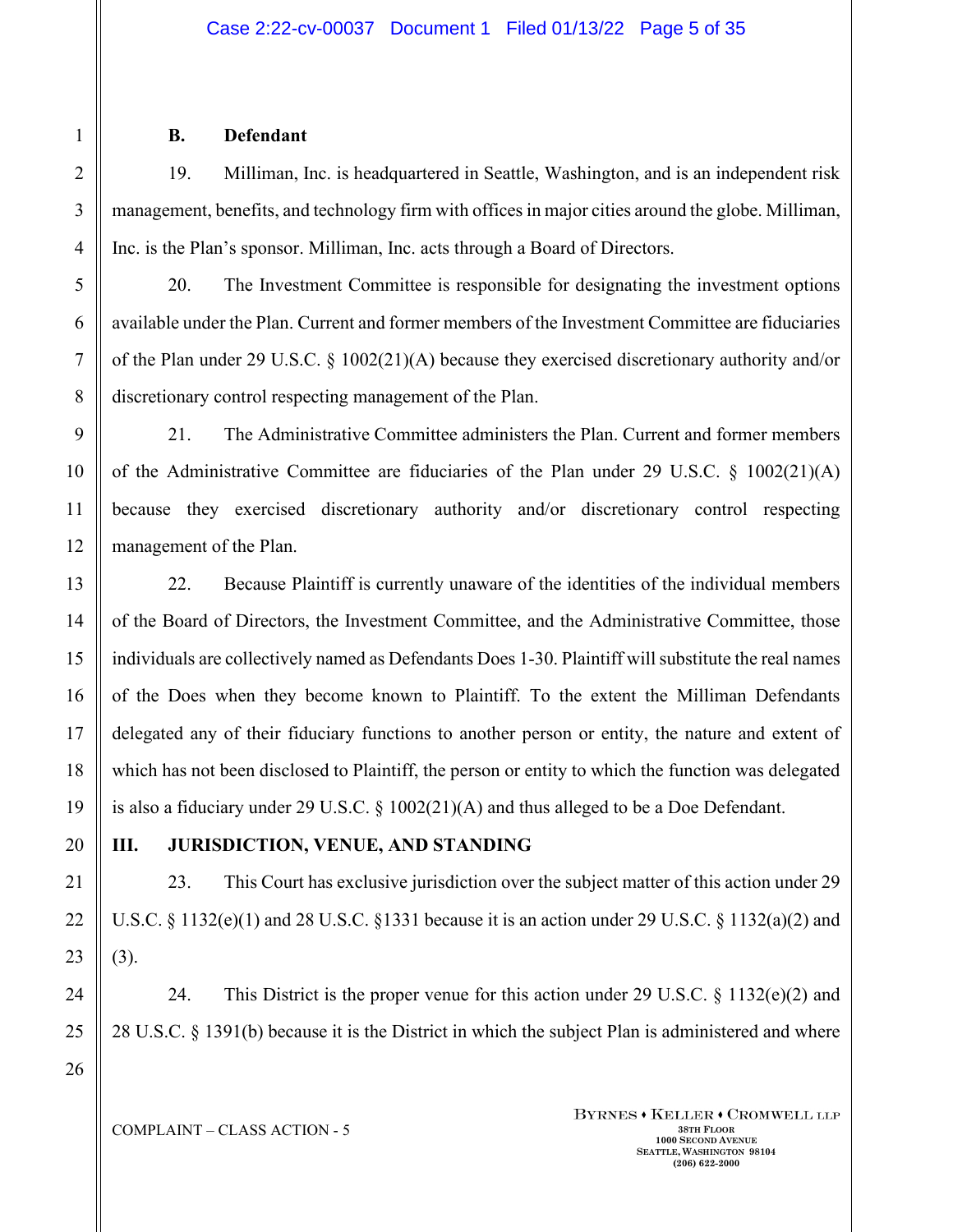### B. Defendant

19. Milliman, Inc. is headquartered in Seattle, Washington, and is an independent risk management, benefits, and technology firm with offices in major cities around the globe. Milliman, Inc. is the Plan's sponsor. Milliman, Inc. acts through a Board of Directors.

20. The Investment Committee is responsible for designating the investment options available under the Plan. Current and former members of the Investment Committee are fiduciaries of the Plan under 29 U.S.C. § 1002(21)(A) because they exercised discretionary authority and/or discretionary control respecting management of the Plan.

21. The Administrative Committee administers the Plan. Current and former members of the Administrative Committee are fiduciaries of the Plan under 29 U.S.C. § 1002(21)(A) because they exercised discretionary authority and/or discretionary control respecting management of the Plan.

22. Because Plaintiff is currently unaware of the identities of the individual members of the Board of Directors, the Investment Committee, and the Administrative Committee, those individuals are collectively named as Defendants Does 1-30. Plaintiff will substitute the real names of the Does when they become known to Plaintiff. To the extent the Milliman Defendants delegated any of their fiduciary functions to another person or entity, the nature and extent of which has not been disclosed to Plaintiff, the person or entity to which the function was delegated is also a fiduciary under 29 U.S.C. § 1002(21)(A) and thus alleged to be a Doe Defendant.

## III. JURISDICTION, VENUE, AND STANDING

23. This Court has exclusive jurisdiction over the subject matter of this action under 29 U.S.C. § 1132(e)(1) and 28 U.S.C. §1331 because it is an action under 29 U.S.C. § 1132(a)(2) and (3).

24. This District is the proper venue for this action under 29 U.S.C. § 1132(e)(2) and 28 U.S.C. § 1391(b) because it is the District in which the subject Plan is administered and where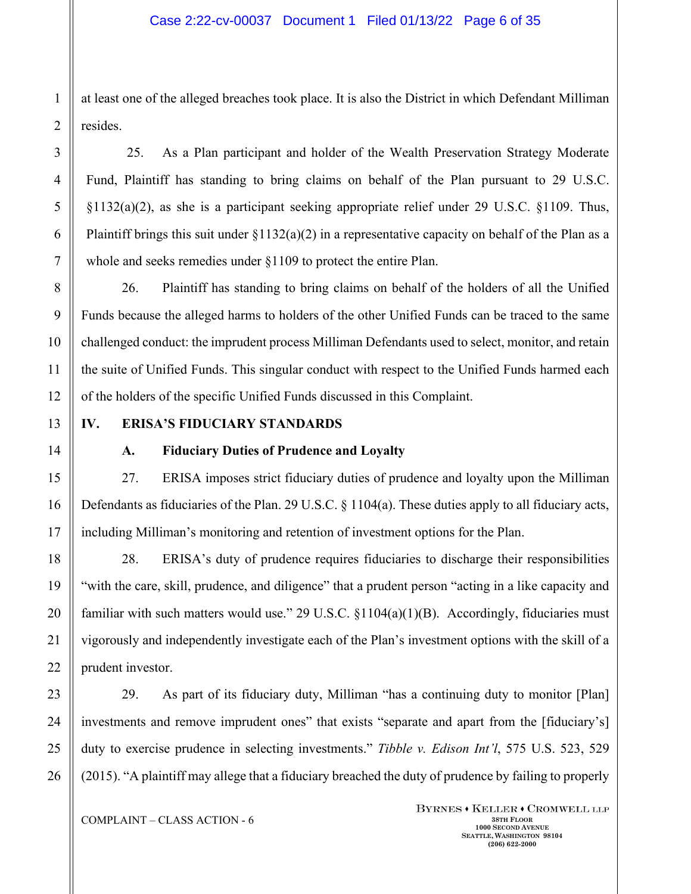at least one of the alleged breaches took place. It is also the District in which Defendant Milliman resides.

25. As a Plan participant and holder of the Wealth Preservation Strategy Moderate Fund, Plaintiff has standing to bring claims on behalf of the Plan pursuant to 29 U.S.C. §1132(a)(2), as she is a participant seeking appropriate relief under 29 U.S.C. §1109. Thus, Plaintiff brings this suit under §1132(a)(2) in a representative capacity on behalf of the Plan as a whole and seeks remedies under §1109 to protect the entire Plan.

26. Plaintiff has standing to bring claims on behalf of the holders of all the Unified Funds because the alleged harms to holders of the other Unified Funds can be traced to the same challenged conduct: the imprudent process Milliman Defendants used to select, monitor, and retain the suite of Unified Funds. This singular conduct with respect to the Unified Funds harmed each of the holders of the specific Unified Funds discussed in this Complaint.

## IV. ERISA'S FIDUCIARY STANDARDS

### A. Fiduciary Duties of Prudence and Loyalty

27. ERISA imposes strict fiduciary duties of prudence and loyalty upon the Milliman Defendants as fiduciaries of the Plan. 29 U.S.C. § 1104(a). These duties apply to all fiduciary acts, including Milliman's monitoring and retention of investment options for the Plan.

28. ERISA's duty of prudence requires fiduciaries to discharge their responsibilities "with the care, skill, prudence, and diligence" that a prudent person "acting in a like capacity and familiar with such matters would use." 29 U.S.C. §1104(a)(1)(B). Accordingly, fiduciaries must vigorously and independently investigate each of the Plan's investment options with the skill of a prudent investor.

29. As part of its fiduciary duty, Milliman "has a continuing duty to monitor [Plan] investments and remove imprudent ones" that exists "separate and apart from the [fiduciary's] duty to exercise prudence in selecting investments." *Tibble v. Edison Int'l*, 575 U.S. 523, 529 (2015). "A plaintiff may allege that a fiduciary breached the duty of prudence by failing to properly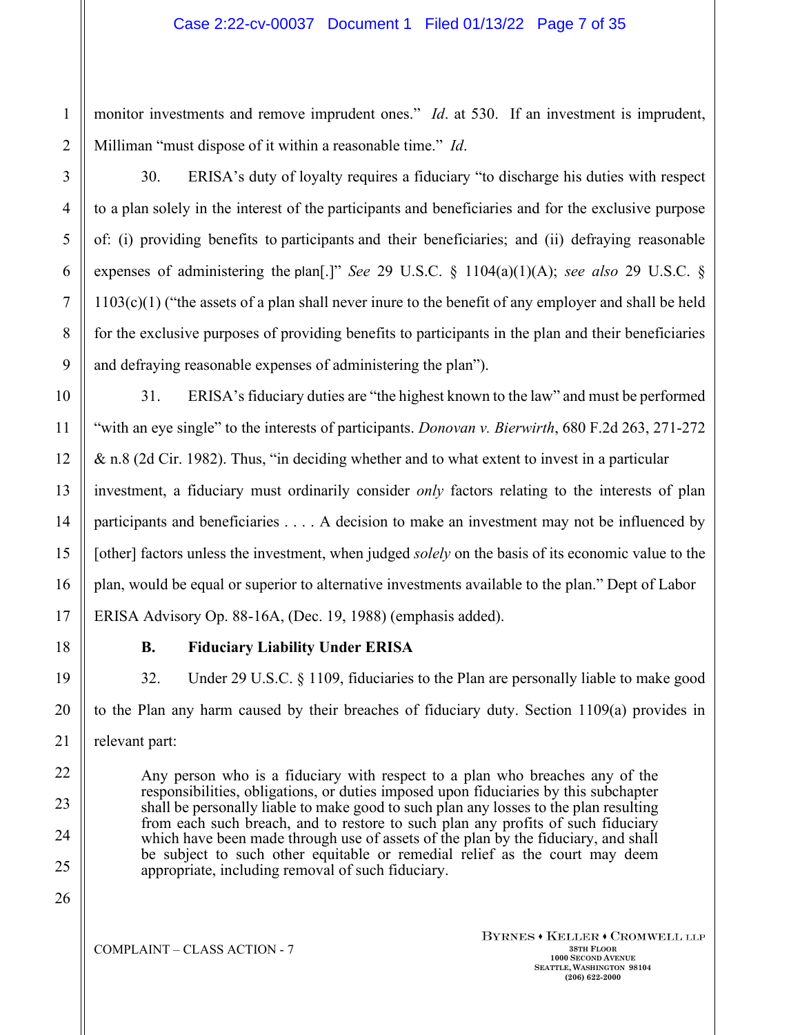monitor investments and remove imprudent ones." *Id*. at 530. If an investment is imprudent, Milliman "must dispose of it within a reasonable time." *Id*.

30. ERISA's duty of loyalty requires a fiduciary "to discharge his duties with respect to a plan solely in the interest of the participants and beneficiaries and for the exclusive purpose of: (i) providing benefits to participants and their beneficiaries; and (ii) defraying reasonable expenses of administering the plan[.]" *See* 29 U.S.C. § 1104(a)(1)(A); *see also* 29 U.S.C. § 1103(c)(1) ("the assets of a plan shall never inure to the benefit of any employer and shall be held for the exclusive purposes of providing benefits to participants in the plan and their beneficiaries and defraying reasonable expenses of administering the plan").

31. ERISA's fiduciary duties are "the highest known to the law" and must be performed "with an eye single" to the interests of participants. *Donovan v. Bierwirth*, 680 F.2d 263, 271-272 & n.8 (2d Cir. 1982). Thus, "in deciding whether and to what extent to invest in a particular investment, a fiduciary must ordinarily consider *only* factors relating to the interests of plan participants and beneficiaries . . . . A decision to make an investment may not be influenced by [other] factors unless the investment, when judged *solely* on the basis of its economic value to the plan, would be equal or superior to alternative investments available to the plan." Dept of Labor ERISA Advisory Op. 88-16A, (Dec. 19, 1988) (emphasis added).

### B. Fiduciary Liability Under ERISA

32. Under 29 U.S.C. § 1109, fiduciaries to the Plan are personally liable to make good to the Plan any harm caused by their breaches of fiduciary duty. Section 1109(a) provides in relevant part:

> Any person who is a fiduciary with respect to a plan who breaches any of the responsibilities, obligations, or duties imposed upon fiduciaries by this subchapter shall be personally liable to make good to such plan any losses to the plan resulting from each such breach, and to restore to such plan any profits of such fiduciary which have been made through use of assets of the plan by the fiduciary, and shall be subject to such other equitable or remedial relief as the court may deem appropriate, including removal of such fiduciary.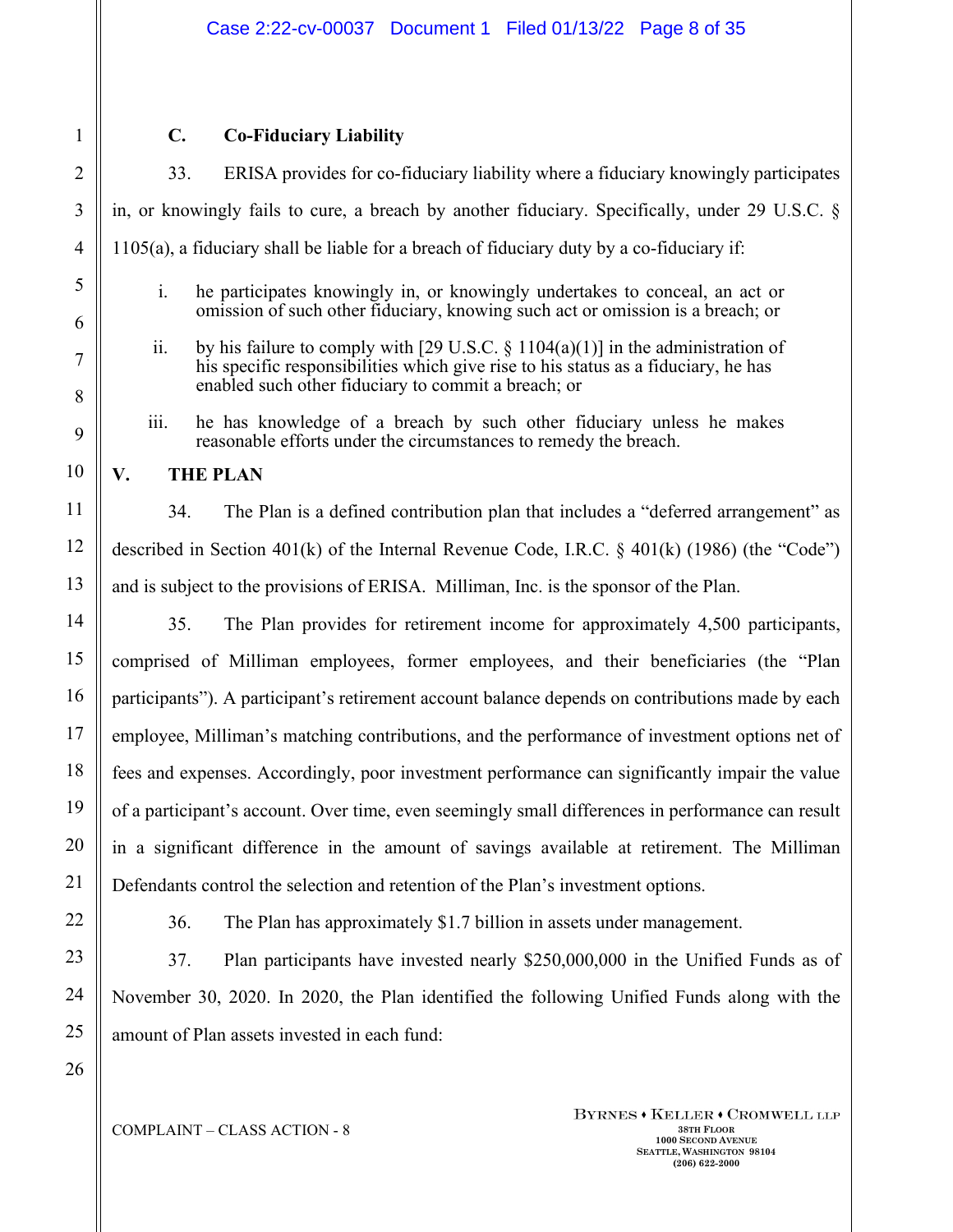### C. Co-Fiduciary Liability

33. ERISA provides for co-fiduciary liability where a fiduciary knowingly participates in, or knowingly fails to cure, a breach by another fiduciary. Specifically, under 29 U.S.C. § 1105(a), a fiduciary shall be liable for a breach of fiduciary duty by a co-fiduciary if:

> i. he participates knowingly in, or knowingly undertakes to conceal, an act or omission of such other fiduciary, knowing such act or omission is a breach; or
>
> ii. by his failure to comply with [29 U.S.C. § 1104(a)(1)] in the administration of his specific responsibilities which give rise to his status as a fiduciary, he has enabled such other fiduciary to commit a breach; or
>
> iii. he has knowledge of a breach by such other fiduciary unless he makes reasonable efforts under the circumstances to remedy the breach.

## V. THE PLAN

34. The Plan is a defined contribution plan that includes a "deferred arrangement" as described in Section 401(k) of the Internal Revenue Code, I.R.C. § 401(k) (1986) (the "Code") and is subject to the provisions of ERISA. Milliman, Inc. is the sponsor of the Plan.

35. The Plan provides for retirement income for approximately 4,500 participants, comprised of Milliman employees, former employees, and their beneficiaries (the "Plan participants"). A participant's retirement account balance depends on contributions made by each employee, Milliman's matching contributions, and the performance of investment options net of fees and expenses. Accordingly, poor investment performance can significantly impair the value of a participant's account. Over time, even seemingly small differences in performance can result in a significant difference in the amount of savings available at retirement. The Milliman Defendants control the selection and retention of the Plan's investment options.

36. The Plan has approximately $1.7 billion in assets under management.

37. Plan participants have invested nearly $250,000,000 in the Unified Funds as of November 30, 2020. In 2020, the Plan identified the following Unified Funds along with the amount of Plan assets invested in each fund: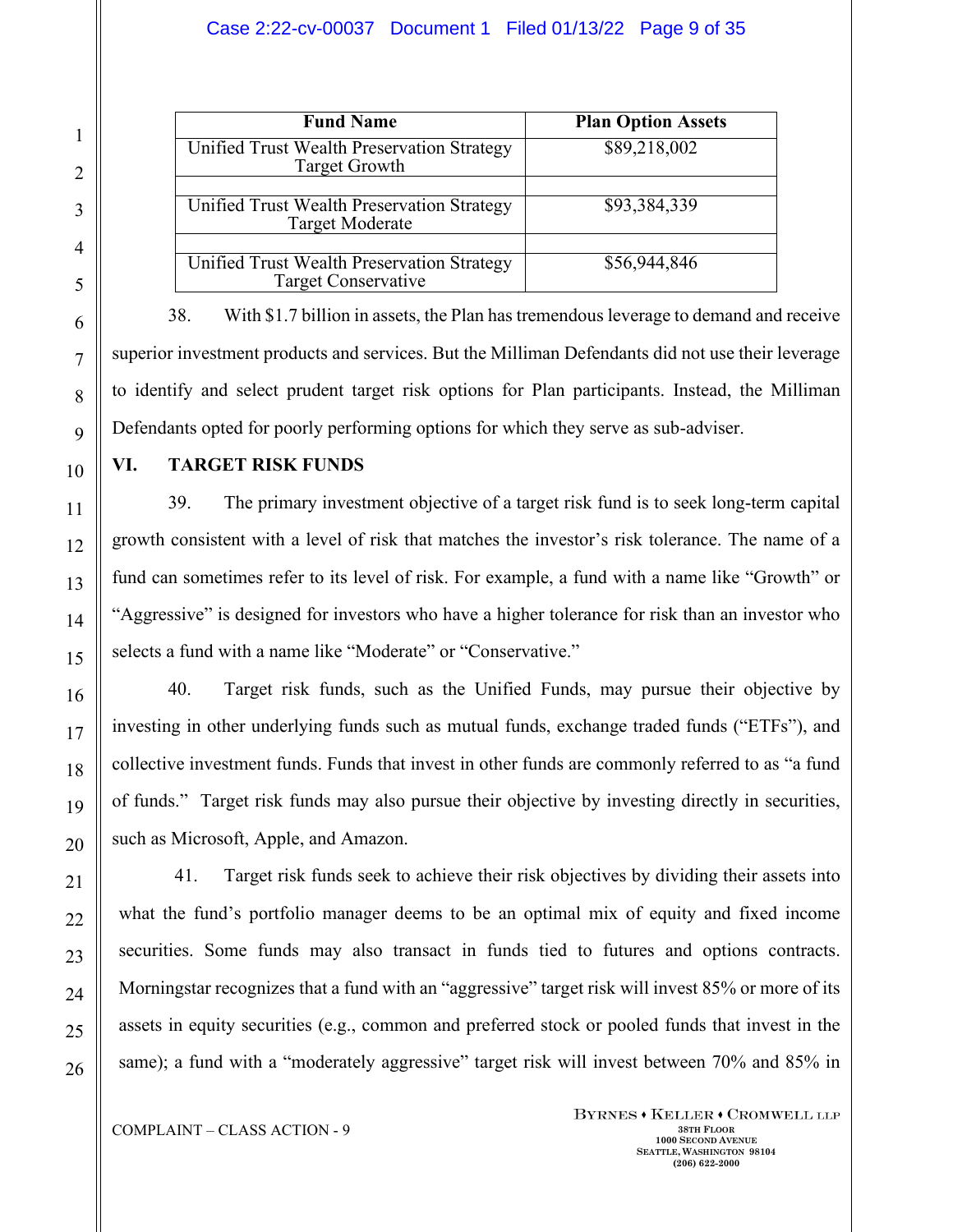| Fund Name | Plan Option Assets |
|---|---|
| Unified Trust Wealth Preservation Strategy Target Growth | $89,218,002 |
| | |
| Unified Trust Wealth Preservation Strategy Target Moderate | $93,384,339 |
| | |
| Unified Trust Wealth Preservation Strategy Target Conservative | $56,944,846 |

38. With $1.7 billion in assets, the Plan has tremendous leverage to demand and receive superior investment products and services. But the Milliman Defendants did not use their leverage to identify and select prudent target risk options for Plan participants. Instead, the Milliman Defendants opted for poorly performing options for which they serve as sub-adviser.

## VI. TARGET RISK FUNDS

39. The primary investment objective of a target risk fund is to seek long-term capital growth consistent with a level of risk that matches the investor's risk tolerance. The name of a fund can sometimes refer to its level of risk. For example, a fund with a name like "Growth" or "Aggressive" is designed for investors who have a higher tolerance for risk than an investor who selects a fund with a name like "Moderate" or "Conservative."

40. Target risk funds, such as the Unified Funds, may pursue their objective by investing in other underlying funds such as mutual funds, exchange traded funds ("ETFs"), and collective investment funds. Funds that invest in other funds are commonly referred to as "a fund of funds." Target risk funds may also pursue their objective by investing directly in securities, such as Microsoft, Apple, and Amazon.

41. Target risk funds seek to achieve their risk objectives by dividing their assets into what the fund's portfolio manager deems to be an optimal mix of equity and fixed income securities. Some funds may also transact in funds tied to futures and options contracts. Morningstar recognizes that a fund with an "aggressive" target risk will invest 85% or more of its assets in equity securities (e.g., common and preferred stock or pooled funds that invest in the same); a fund with a "moderately aggressive" target risk will invest between 70% and 85% in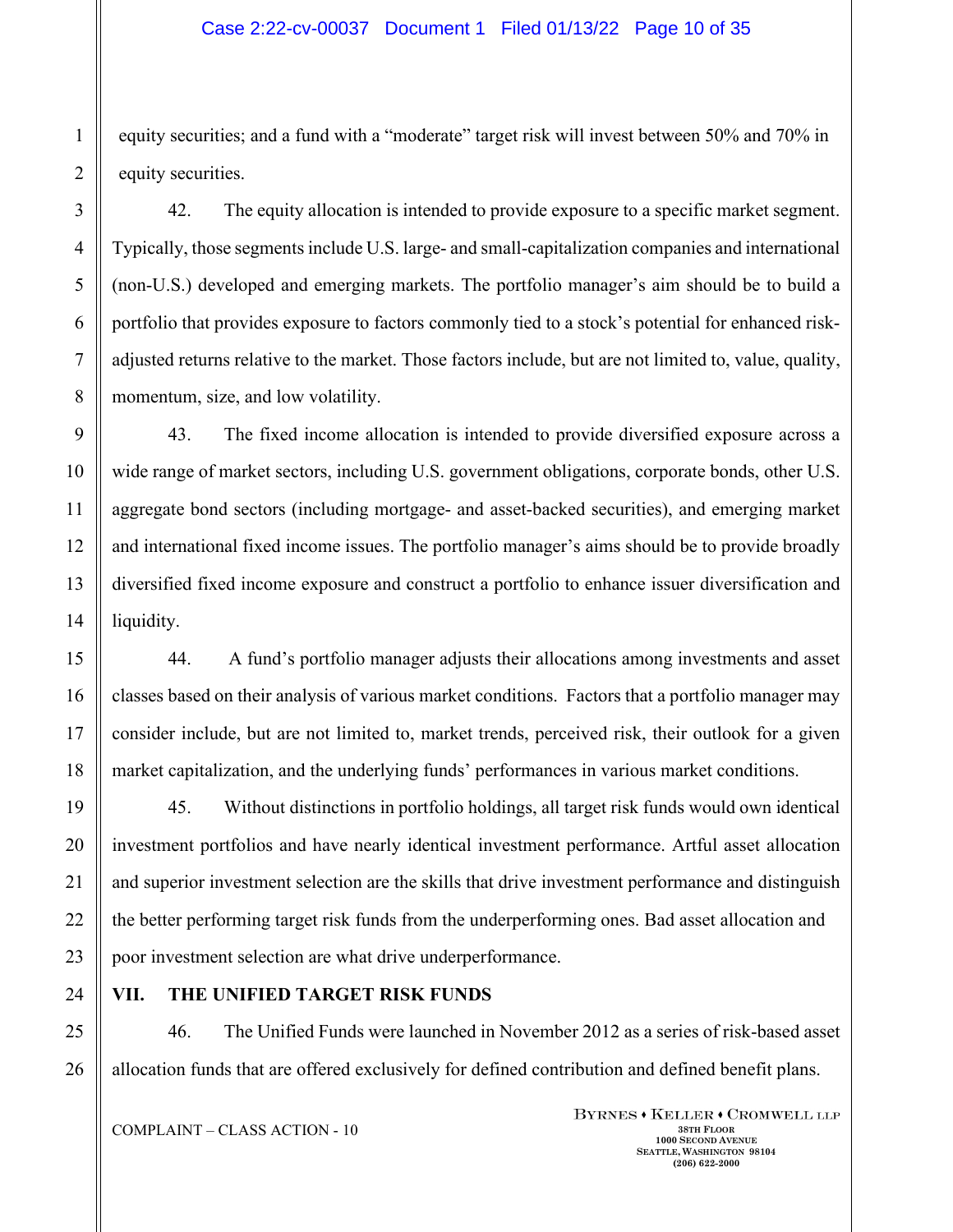equity securities; and a fund with a "moderate" target risk will invest between 50% and 70% in equity securities.

42. The equity allocation is intended to provide exposure to a specific market segment. Typically, those segments include U.S. large- and small-capitalization companies and international (non-U.S.) developed and emerging markets. The portfolio manager's aim should be to build a portfolio that provides exposure to factors commonly tied to a stock's potential for enhanced risk-adjusted returns relative to the market. Those factors include, but are not limited to, value, quality, momentum, size, and low volatility.

43. The fixed income allocation is intended to provide diversified exposure across a wide range of market sectors, including U.S. government obligations, corporate bonds, other U.S. aggregate bond sectors (including mortgage- and asset-backed securities), and emerging market and international fixed income issues. The portfolio manager's aims should be to provide broadly diversified fixed income exposure and construct a portfolio to enhance issuer diversification and liquidity.

44. A fund's portfolio manager adjusts their allocations among investments and asset classes based on their analysis of various market conditions. Factors that a portfolio manager may consider include, but are not limited to, market trends, perceived risk, their outlook for a given market capitalization, and the underlying funds' performances in various market conditions.

45. Without distinctions in portfolio holdings, all target risk funds would own identical investment portfolios and have nearly identical investment performance. Artful asset allocation and superior investment selection are the skills that drive investment performance and distinguish the better performing target risk funds from the underperforming ones. Bad asset allocation and poor investment selection are what drive underperformance.

## VII. THE UNIFIED TARGET RISK FUNDS

46. The Unified Funds were launched in November 2012 as a series of risk-based asset allocation funds that are offered exclusively for defined contribution and defined benefit plans.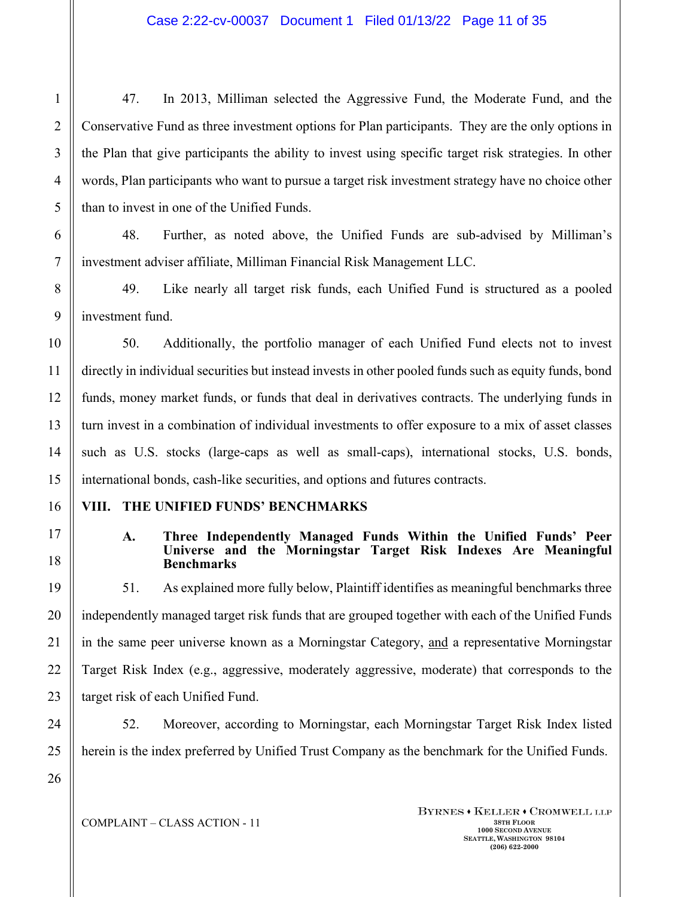47. In 2013, Milliman selected the Aggressive Fund, the Moderate Fund, and the Conservative Fund as three investment options for Plan participants. They are the only options in the Plan that give participants the ability to invest using specific target risk strategies. In other words, Plan participants who want to pursue a target risk investment strategy have no choice other than to invest in one of the Unified Funds.

48. Further, as noted above, the Unified Funds are sub-advised by Milliman's investment adviser affiliate, Milliman Financial Risk Management LLC.

49. Like nearly all target risk funds, each Unified Fund is structured as a pooled investment fund.

50. Additionally, the portfolio manager of each Unified Fund elects not to invest directly in individual securities but instead invests in other pooled funds such as equity funds, bond funds, money market funds, or funds that deal in derivatives contracts. The underlying funds in turn invest in a combination of individual investments to offer exposure to a mix of asset classes such as U.S. stocks (large-caps as well as small-caps), international stocks, U.S. bonds, international bonds, cash-like securities, and options and futures contracts.

## VIII. THE UNIFIED FUNDS' BENCHMARKS

### A. Three Independently Managed Funds Within the Unified Funds' Peer Universe and the Morningstar Target Risk Indexes Are Meaningful Benchmarks

51. As explained more fully below, Plaintiff identifies as meaningful benchmarks three independently managed target risk funds that are grouped together with each of the Unified Funds in the same peer universe known as a Morningstar Category, and a representative Morningstar Target Risk Index (e.g., aggressive, moderately aggressive, moderate) that corresponds to the target risk of each Unified Fund.

52. Moreover, according to Morningstar, each Morningstar Target Risk Index listed herein is the index preferred by Unified Trust Company as the benchmark for the Unified Funds.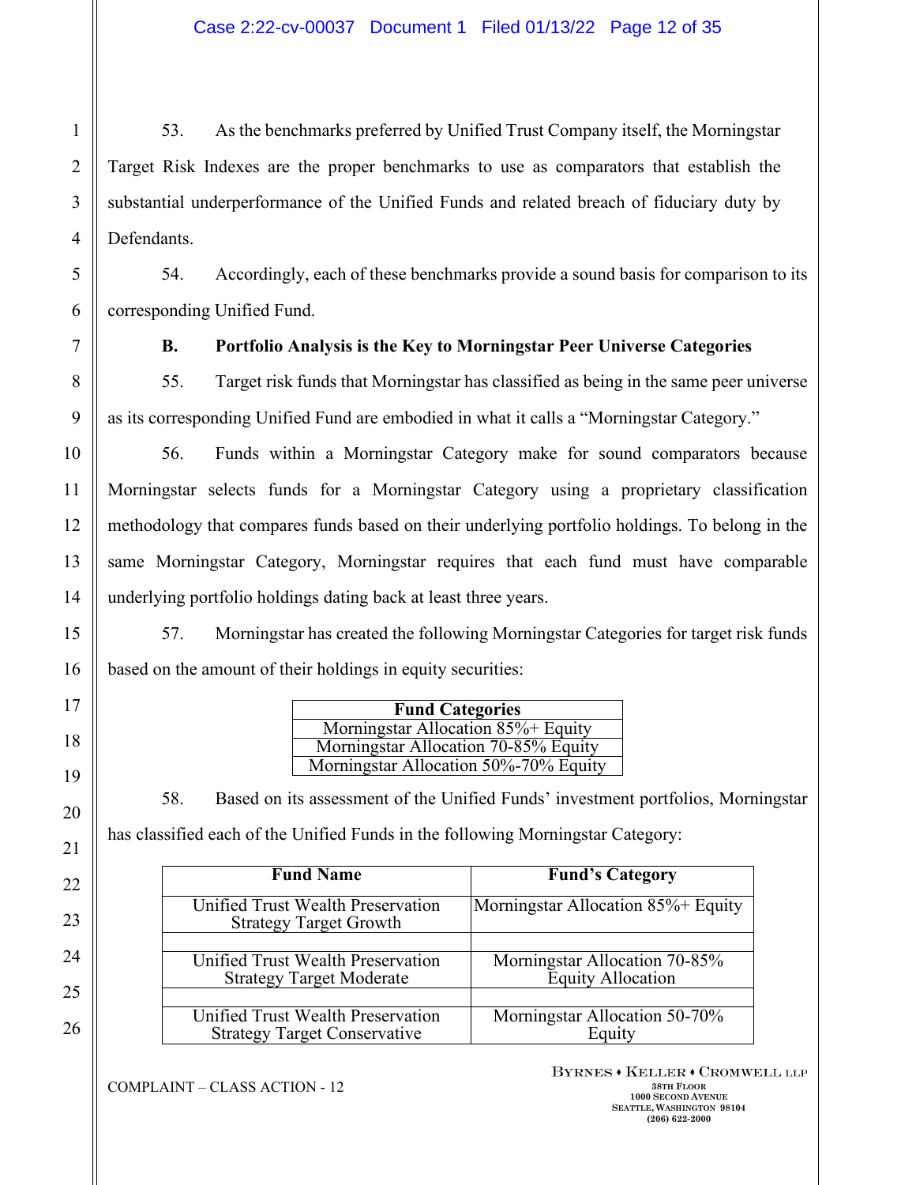53. As the benchmarks preferred by Unified Trust Company itself, the Morningstar Target Risk Indexes are the proper benchmarks to use as comparators that establish the substantial underperformance of the Unified Funds and related breach of fiduciary duty by Defendants.

54. Accordingly, each of these benchmarks provide a sound basis for comparison to its corresponding Unified Fund.

### B. Portfolio Analysis is the Key to Morningstar Peer Universe Categories

55. Target risk funds that Morningstar has classified as being in the same peer universe as its corresponding Unified Fund are embodied in what it calls a "Morningstar Category."

56. Funds within a Morningstar Category make for sound comparators because Morningstar selects funds for a Morningstar Category using a proprietary classification methodology that compares funds based on their underlying portfolio holdings. To belong in the same Morningstar Category, Morningstar requires that each fund must have comparable underlying portfolio holdings dating back at least three years.

57. Morningstar has created the following Morningstar Categories for target risk funds based on the amount of their holdings in equity securities:

| Fund Categories |
|---|
| Morningstar Allocation 85%+ Equity |
| Morningstar Allocation 70-85% Equity |
| Morningstar Allocation 50%-70% Equity |

58. Based on its assessment of the Unified Funds' investment portfolios, Morningstar has classified each of the Unified Funds in the following Morningstar Category:

| Fund Name | Fund's Category |
|---|---|
| Unified Trust Wealth Preservation Strategy Target Growth | Morningstar Allocation 85%+ Equity |
| | |
| Unified Trust Wealth Preservation Strategy Target Moderate | Morningstar Allocation 70-85% Equity Allocation |
| | |
| Unified Trust Wealth Preservation Strategy Target Conservative | Morningstar Allocation 50-70% Equity |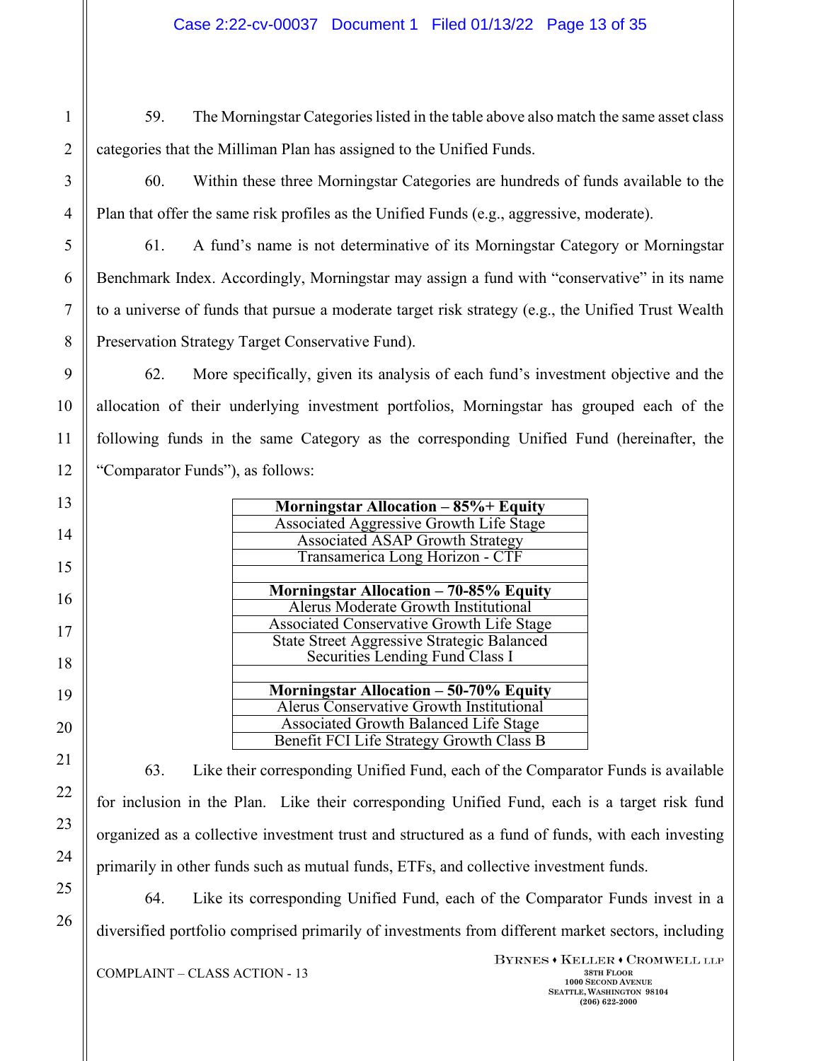59. The Morningstar Categories listed in the table above also match the same asset class categories that the Milliman Plan has assigned to the Unified Funds.

60. Within these three Morningstar Categories are hundreds of funds available to the Plan that offer the same risk profiles as the Unified Funds (e.g., aggressive, moderate).

61. A fund's name is not determinative of its Morningstar Category or Morningstar Benchmark Index. Accordingly, Morningstar may assign a fund with "conservative" in its name to a universe of funds that pursue a moderate target risk strategy (e.g., the Unified Trust Wealth Preservation Strategy Target Conservative Fund).

62. More specifically, given its analysis of each fund's investment objective and the allocation of their underlying investment portfolios, Morningstar has grouped each of the following funds in the same Category as the corresponding Unified Fund (hereinafter, the "Comparator Funds"), as follows:

| **Morningstar Allocation – 85%+ Equity** |
|---|
| Associated Aggressive Growth Life Stage |
| Associated ASAP Growth Strategy |
| Transamerica Long Horizon - CTF |
| |
| **Morningstar Allocation – 70-85% Equity** |
| Alerus Moderate Growth Institutional |
| Associated Conservative Growth Life Stage |
| State Street Aggressive Strategic Balanced Securities Lending Fund Class I |
| |
| **Morningstar Allocation – 50-70% Equity** |
| Alerus Conservative Growth Institutional |
| Associated Growth Balanced Life Stage |
| Benefit FCI Life Strategy Growth Class B |

63. Like their corresponding Unified Fund, each of the Comparator Funds is available for inclusion in the Plan. Like their corresponding Unified Fund, each is a target risk fund organized as a collective investment trust and structured as a fund of funds, with each investing primarily in other funds such as mutual funds, ETFs, and collective investment funds.

64. Like its corresponding Unified Fund, each of the Comparator Funds invest in a diversified portfolio comprised primarily of investments from different market sectors, including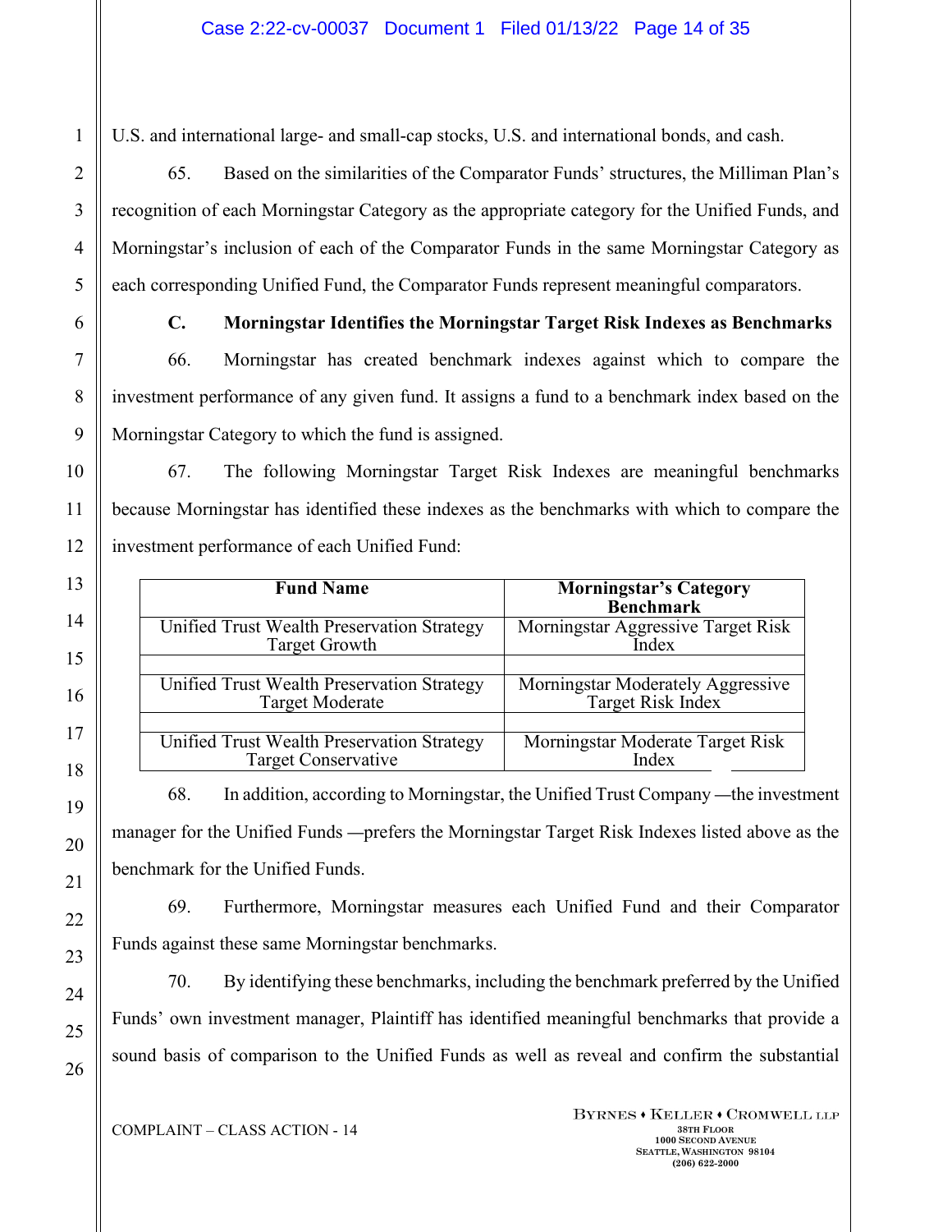U.S. and international large- and small-cap stocks, U.S. and international bonds, and cash.

65. Based on the similarities of the Comparator Funds' structures, the Milliman Plan's recognition of each Morningstar Category as the appropriate category for the Unified Funds, and Morningstar's inclusion of each of the Comparator Funds in the same Morningstar Category as each corresponding Unified Fund, the Comparator Funds represent meaningful comparators.

### C. Morningstar Identifies the Morningstar Target Risk Indexes as Benchmarks

66. Morningstar has created benchmark indexes against which to compare the investment performance of any given fund. It assigns a fund to a benchmark index based on the Morningstar Category to which the fund is assigned.

67. The following Morningstar Target Risk Indexes are meaningful benchmarks because Morningstar has identified these indexes as the benchmarks with which to compare the investment performance of each Unified Fund:

| Fund Name | Morningstar's Category Benchmark |
|---|---|
| Unified Trust Wealth Preservation Strategy Target Growth | Morningstar Aggressive Target Risk Index |
| | |
| Unified Trust Wealth Preservation Strategy Target Moderate | Morningstar Moderately Aggressive Target Risk Index |
| | |
| Unified Trust Wealth Preservation Strategy Target Conservative | Morningstar Moderate Target Risk Index |

68. In addition, according to Morningstar, the Unified Trust Company —the investment manager for the Unified Funds —prefers the Morningstar Target Risk Indexes listed above as the benchmark for the Unified Funds.

69. Furthermore, Morningstar measures each Unified Fund and their Comparator Funds against these same Morningstar benchmarks.

70. By identifying these benchmarks, including the benchmark preferred by the Unified Funds' own investment manager, Plaintiff has identified meaningful benchmarks that provide a sound basis of comparison to the Unified Funds as well as reveal and confirm the substantial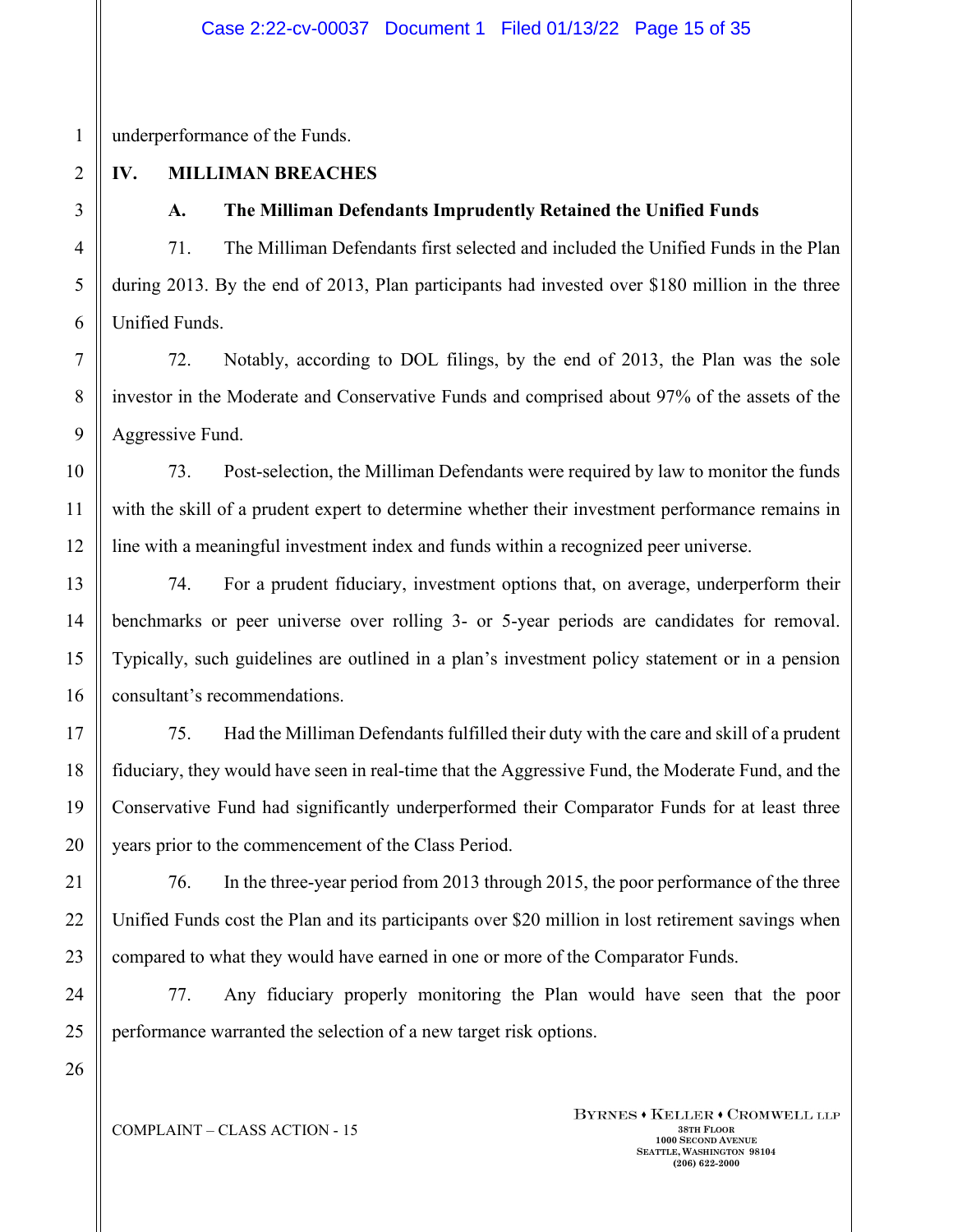underperformance of the Funds.

## IV. MILLIMAN BREACHES

### A. The Milliman Defendants Imprudently Retained the Unified Funds

71. The Milliman Defendants first selected and included the Unified Funds in the Plan during 2013. By the end of 2013, Plan participants had invested over $180 million in the three Unified Funds.

72. Notably, according to DOL filings, by the end of 2013, the Plan was the sole investor in the Moderate and Conservative Funds and comprised about 97% of the assets of the Aggressive Fund.

73. Post-selection, the Milliman Defendants were required by law to monitor the funds with the skill of a prudent expert to determine whether their investment performance remains in line with a meaningful investment index and funds within a recognized peer universe.

74. For a prudent fiduciary, investment options that, on average, underperform their benchmarks or peer universe over rolling 3- or 5-year periods are candidates for removal. Typically, such guidelines are outlined in a plan's investment policy statement or in a pension consultant's recommendations.

75. Had the Milliman Defendants fulfilled their duty with the care and skill of a prudent fiduciary, they would have seen in real-time that the Aggressive Fund, the Moderate Fund, and the Conservative Fund had significantly underperformed their Comparator Funds for at least three years prior to the commencement of the Class Period.

76. In the three-year period from 2013 through 2015, the poor performance of the three Unified Funds cost the Plan and its participants over $20 million in lost retirement savings when compared to what they would have earned in one or more of the Comparator Funds.

77. Any fiduciary properly monitoring the Plan would have seen that the poor performance warranted the selection of a new target risk options.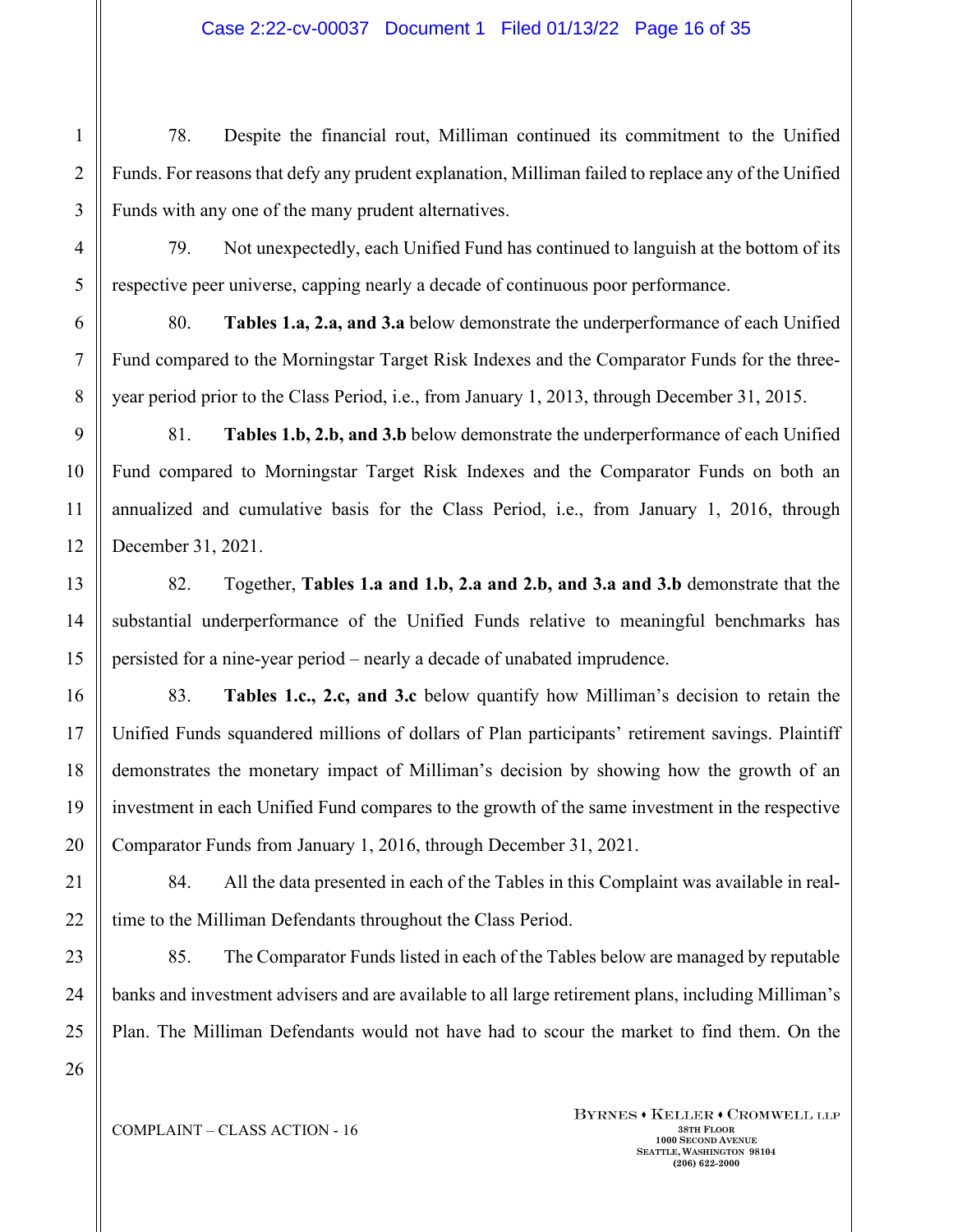78. Despite the financial rout, Milliman continued its commitment to the Unified Funds. For reasons that defy any prudent explanation, Milliman failed to replace any of the Unified Funds with any one of the many prudent alternatives.

79. Not unexpectedly, each Unified Fund has continued to languish at the bottom of its respective peer universe, capping nearly a decade of continuous poor performance.

80. **Tables 1.a, 2.a, and 3.a** below demonstrate the underperformance of each Unified Fund compared to the Morningstar Target Risk Indexes and the Comparator Funds for the three-year period prior to the Class Period, i.e., from January 1, 2013, through December 31, 2015.

81. **Tables 1.b, 2.b, and 3.b** below demonstrate the underperformance of each Unified Fund compared to Morningstar Target Risk Indexes and the Comparator Funds on both an annualized and cumulative basis for the Class Period, i.e., from January 1, 2016, through December 31, 2021.

82. Together, **Tables 1.a and 1.b, 2.a and 2.b, and 3.a and 3.b** demonstrate that the substantial underperformance of the Unified Funds relative to meaningful benchmarks has persisted for a nine-year period – nearly a decade of unabated imprudence.

83. **Tables 1.c., 2.c, and 3.c** below quantify how Milliman's decision to retain the Unified Funds squandered millions of dollars of Plan participants' retirement savings. Plaintiff demonstrates the monetary impact of Milliman's decision by showing how the growth of an investment in each Unified Fund compares to the growth of the same investment in the respective Comparator Funds from January 1, 2016, through December 31, 2021.

84. All the data presented in each of the Tables in this Complaint was available in real-time to the Milliman Defendants throughout the Class Period.

85. The Comparator Funds listed in each of the Tables below are managed by reputable banks and investment advisers and are available to all large retirement plans, including Milliman's Plan. The Milliman Defendants would not have had to scour the market to find them. On the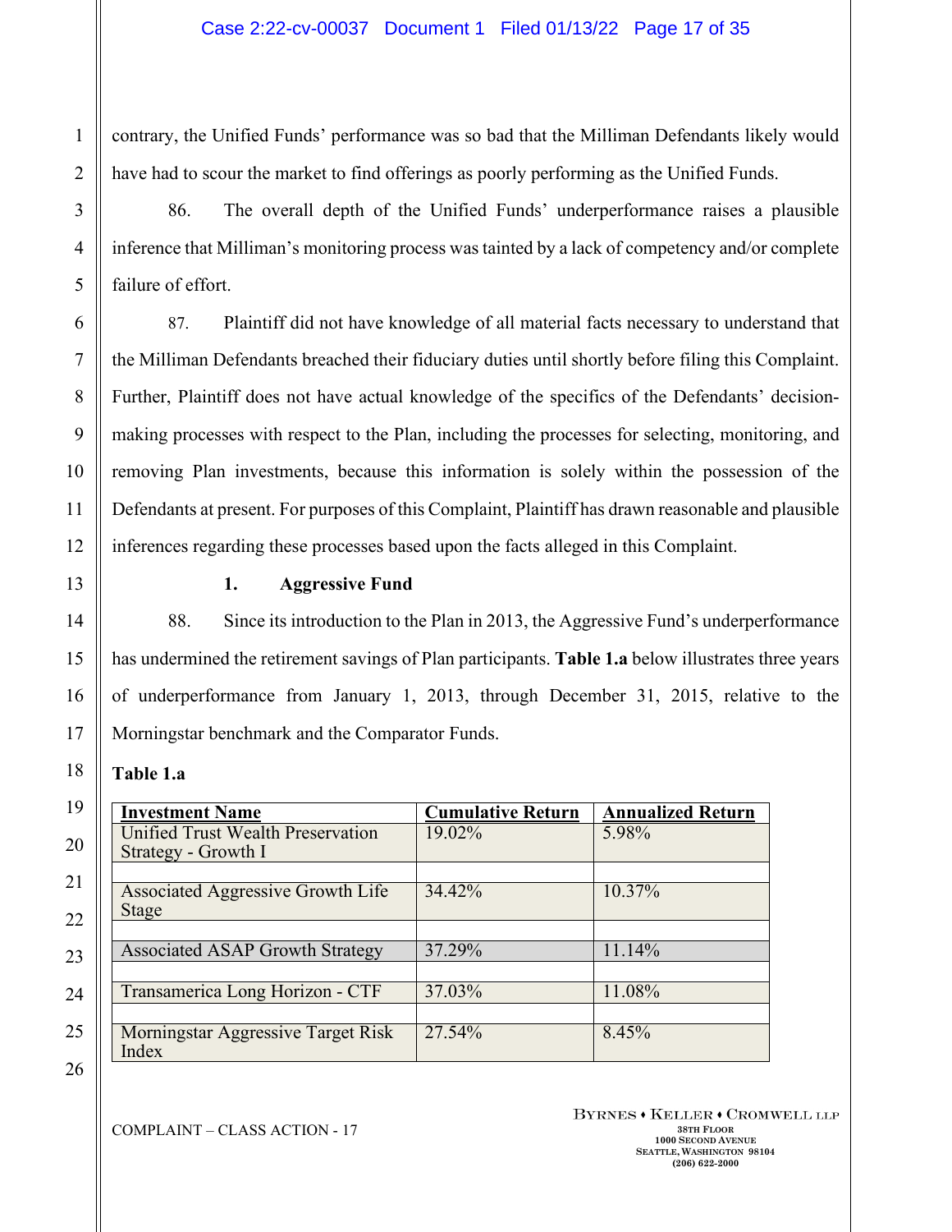contrary, the Unified Funds' performance was so bad that the Milliman Defendants likely would have had to scour the market to find offerings as poorly performing as the Unified Funds.

86. The overall depth of the Unified Funds' underperformance raises a plausible inference that Milliman's monitoring process was tainted by a lack of competency and/or complete failure of effort.

87. Plaintiff did not have knowledge of all material facts necessary to understand that the Milliman Defendants breached their fiduciary duties until shortly before filing this Complaint. Further, Plaintiff does not have actual knowledge of the specifics of the Defendants' decision-making processes with respect to the Plan, including the processes for selecting, monitoring, and removing Plan investments, because this information is solely within the possession of the Defendants at present. For purposes of this Complaint, Plaintiff has drawn reasonable and plausible inferences regarding these processes based upon the facts alleged in this Complaint.

### 1. Aggressive Fund

88. Since its introduction to the Plan in 2013, the Aggressive Fund's underperformance has undermined the retirement savings of Plan participants. **Table 1.a** below illustrates three years of underperformance from January 1, 2013, through December 31, 2015, relative to the Morningstar benchmark and the Comparator Funds.

**Table 1.a**

| Investment Name | Cumulative Return | Annualized Return |
|---|---|---|
| Unified Trust Wealth Preservation Strategy - Growth I | 19.02% | 5.98% |
| | | |
| Associated Aggressive Growth Life Stage | 34.42% | 10.37% |
| | | |
| Associated ASAP Growth Strategy | 37.29% | 11.14% |
| | | |
| Transamerica Long Horizon - CTF | 37.03% | 11.08% |
| | | |
| Morningstar Aggressive Target Risk Index | 27.54% | 8.45% |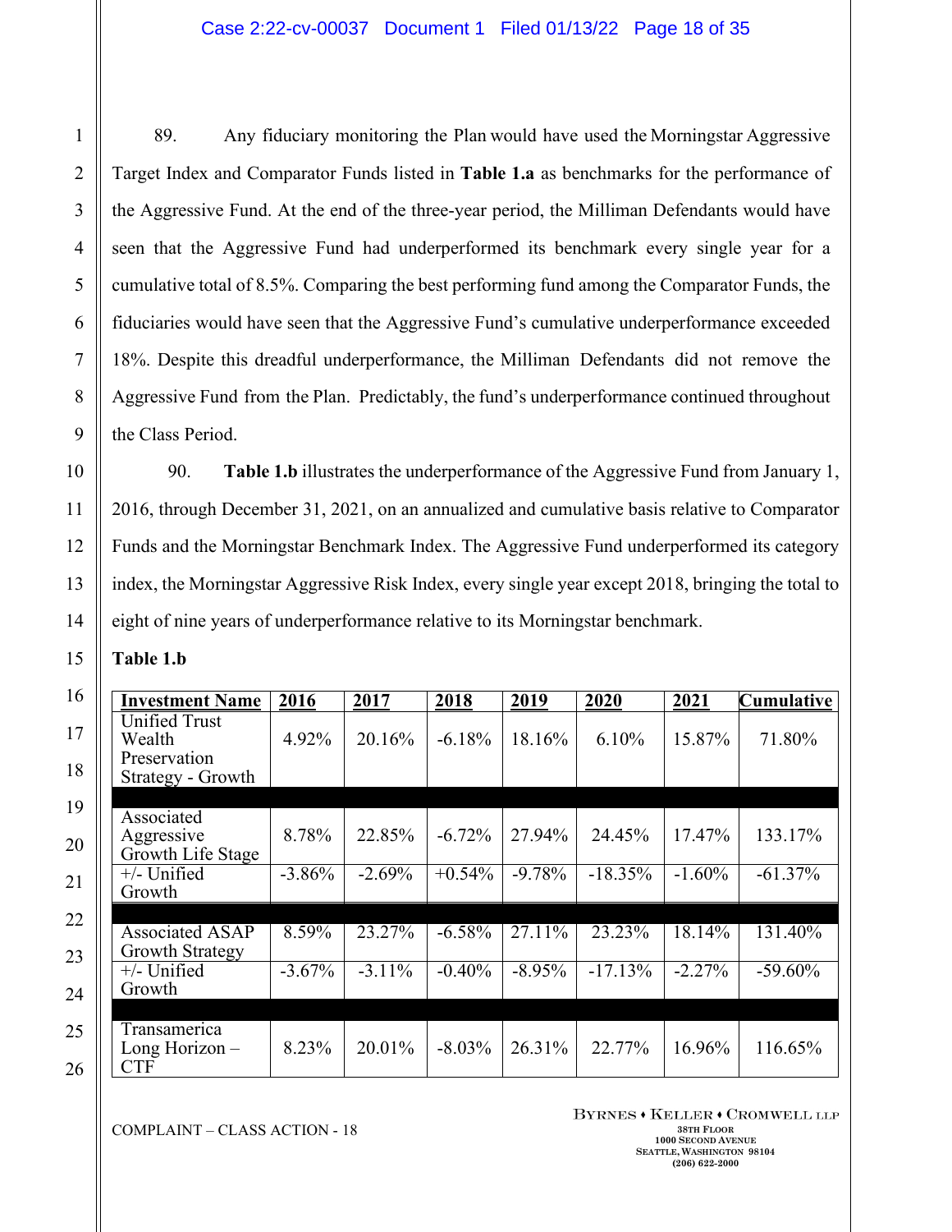89. Any fiduciary monitoring the Plan would have used the Morningstar Aggressive Target Index and Comparator Funds listed in **Table 1.a** as benchmarks for the performance of the Aggressive Fund. At the end of the three-year period, the Milliman Defendants would have seen that the Aggressive Fund had underperformed its benchmark every single year for a cumulative total of 8.5%. Comparing the best performing fund among the Comparator Funds, the fiduciaries would have seen that the Aggressive Fund's cumulative underperformance exceeded 18%. Despite this dreadful underperformance, the Milliman Defendants did not remove the Aggressive Fund from the Plan. Predictably, the fund's underperformance continued throughout the Class Period.

90. **Table 1.b** illustrates the underperformance of the Aggressive Fund from January 1, 2016, through December 31, 2021, on an annualized and cumulative basis relative to Comparator Funds and the Morningstar Benchmark Index. The Aggressive Fund underperformed its category index, the Morningstar Aggressive Risk Index, every single year except 2018, bringing the total to eight of nine years of underperformance relative to its Morningstar benchmark.

**Table 1.b**

| Investment Name | 2016 | 2017 | 2018 | 2019 | 2020 | 2021 | Cumulative |
|---|---|---|---|---|---|---|---|
| Unified Trust Wealth Preservation Strategy - Growth | 4.92% | 20.16% | -6.18% | 18.16% | 6.10% | 15.87% | 71.80% |
| | | | | | | | |
| Associated Aggressive Growth Life Stage | 8.78% | 22.85% | -6.72% | 27.94% | 24.45% | 17.47% | 133.17% |
| +/- Unified Growth | -3.86% | -2.69% | +0.54% | -9.78% | -18.35% | -1.60% | -61.37% |
| | | | | | | | |
| Associated ASAP Growth Strategy | 8.59% | 23.27% | -6.58% | 27.11% | 23.23% | 18.14% | 131.40% |
| +/- Unified Growth | -3.67% | -3.11% | -0.40% | -8.95% | -17.13% | -2.27% | -59.60% |
| | | | | | | | |
| Transamerica Long Horizon – CTF | 8.23% | 20.01% | -8.03% | 26.31% | 22.77% | 16.96% | 116.65% |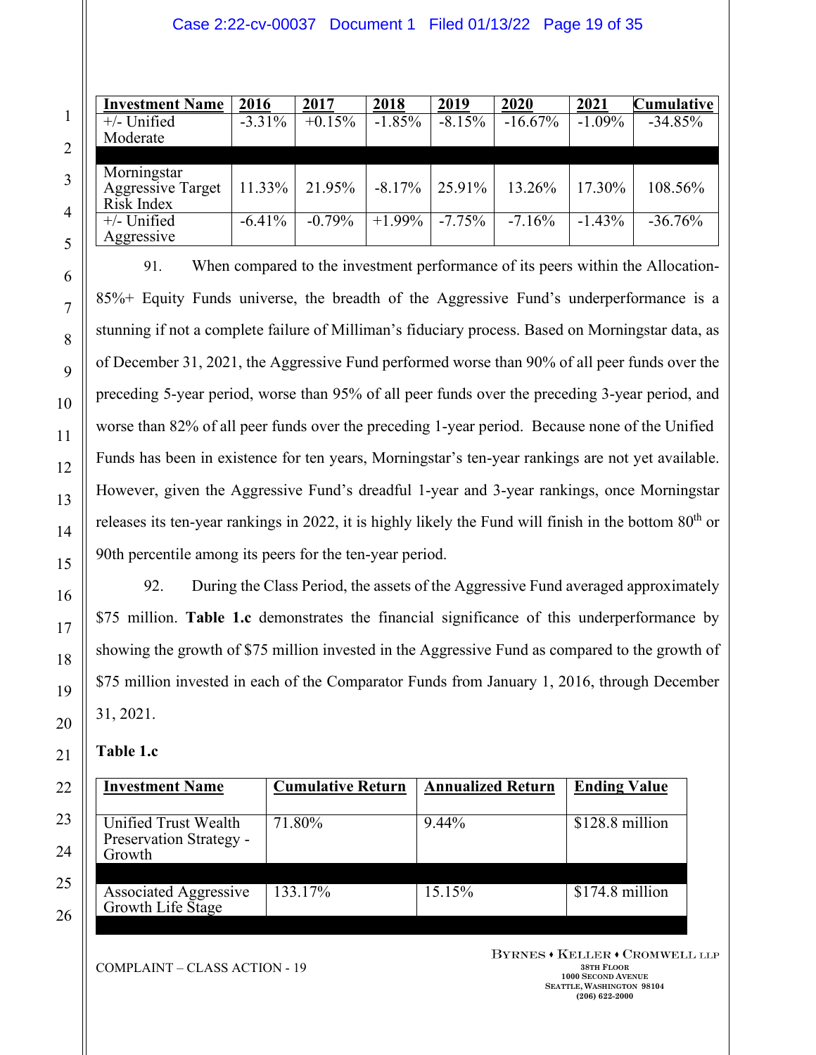| Investment Name | 2016 | 2017 | 2018 | 2019 | 2020 | 2021 | Cumulative |
|---|---|---|---|---|---|---|---|
| +/- Unified Moderate | -3.31% | +0.15% | -1.85% | -8.15% | -16.67% | -1.09% | -34.85% |
| | | | | | | | |
| Morningstar Aggressive Target Risk Index | 11.33% | 21.95% | -8.17% | 25.91% | 13.26% | 17.30% | 108.56% |
| +/- Unified Aggressive | -6.41% | -0.79% | +1.99% | -7.75% | -7.16% | -1.43% | -36.76% |

91. When compared to the investment performance of its peers within the Allocation-85%+ Equity Funds universe, the breadth of the Aggressive Fund's underperformance is a stunning if not a complete failure of Milliman's fiduciary process. Based on Morningstar data, as of December 31, 2021, the Aggressive Fund performed worse than 90% of all peer funds over the preceding 5-year period, worse than 95% of all peer funds over the preceding 3-year period, and worse than 82% of all peer funds over the preceding 1-year period. Because none of the Unified Funds has been in existence for ten years, Morningstar's ten-year rankings are not yet available. However, given the Aggressive Fund's dreadful 1-year and 3-year rankings, once Morningstar releases its ten-year rankings in 2022, it is highly likely the Fund will finish in the bottom 80th or 90th percentile among its peers for the ten-year period.

92. During the Class Period, the assets of the Aggressive Fund averaged approximately $75 million. **Table 1.c** demonstrates the financial significance of this underperformance by showing the growth of $75 million invested in the Aggressive Fund as compared to the growth of $75 million invested in each of the Comparator Funds from January 1, 2016, through December 31, 2021.

**Table 1.c**

| Investment Name | Cumulative Return | Annualized Return | Ending Value |
|---|---|---|---|
| Unified Trust Wealth Preservation Strategy - Growth | 71.80% | 9.44% | $128.8 million |
| | | | |
| Associated Aggressive Growth Life Stage | 133.17% | 15.15% | $174.8 million |
| | | | |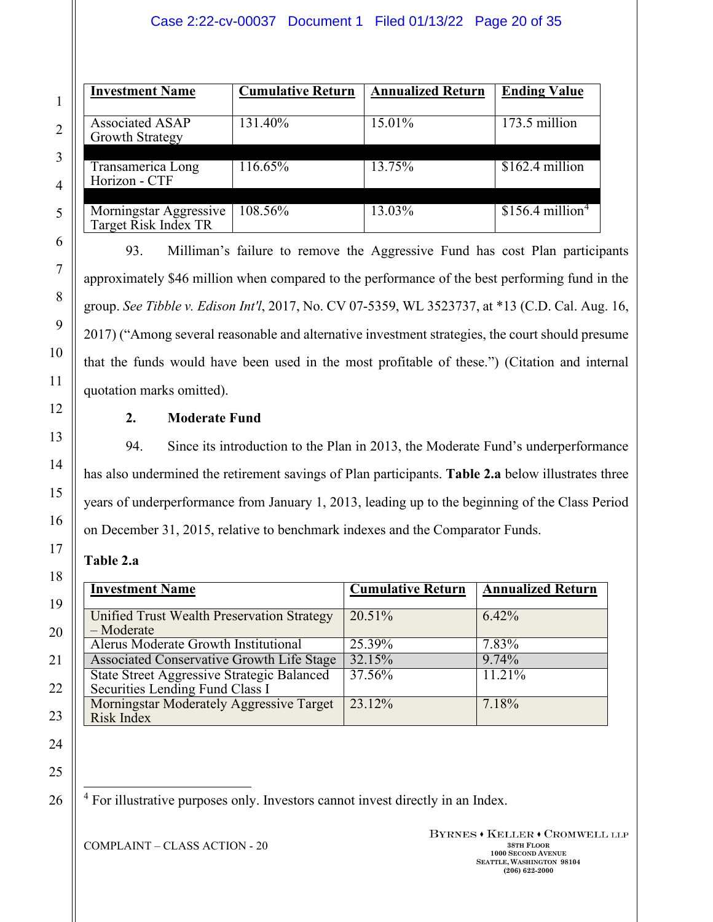| Investment Name | Cumulative Return | Annualized Return | Ending Value |
|---|---|---|---|
| Associated ASAP Growth Strategy | 131.40% | 15.01% | 173.5 million |
| Transamerica Long Horizon - CTF | 116.65% | 13.75% | $162.4 million |
| Morningstar Aggressive Target Risk Index TR | 108.56% | 13.03% | $156.4 million[4] |

93. Milliman's failure to remove the Aggressive Fund has cost Plan participants approximately $46 million when compared to the performance of the best performing fund in the group. *See Tibble v. Edison Int'l*, 2017, No. CV 07-5359, WL 3523737, at *13 (C.D. Cal. Aug. 16, 2017) ("Among several reasonable and alternative investment strategies, the court should presume that the funds would have been used in the most profitable of these.") (Citation and internal quotation marks omitted).

### 2. Moderate Fund

94. Since its introduction to the Plan in 2013, the Moderate Fund's underperformance has also undermined the retirement savings of Plan participants. **Table 2.a** below illustrates three years of underperformance from January 1, 2013, leading up to the beginning of the Class Period on December 31, 2015, relative to benchmark indexes and the Comparator Funds.

**Table 2.a**

| Investment Name | Cumulative Return | Annualized Return |
|---|---|---|
| Unified Trust Wealth Preservation Strategy – Moderate | 20.51% | 6.42% |
| Alerus Moderate Growth Institutional | 25.39% | 7.83% |
| Associated Conservative Growth Life Stage | 32.15% | 9.74% |
| State Street Aggressive Strategic Balanced Securities Lending Fund Class I | 37.56% | 11.21% |
| Morningstar Moderately Aggressive Target Risk Index | 23.12% | 7.18% |

[4] For illustrative purposes only. Investors cannot invest directly in an Index.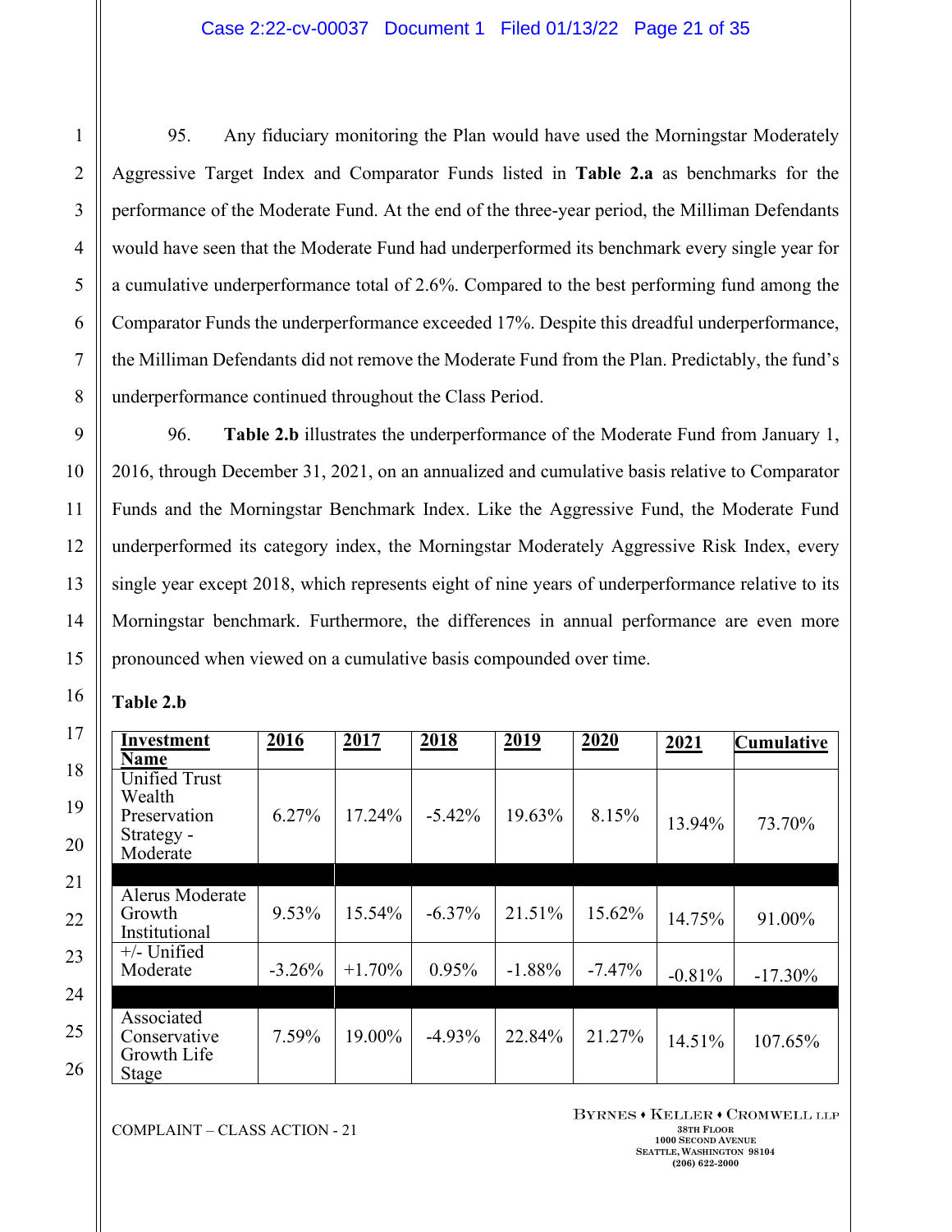95. Any fiduciary monitoring the Plan would have used the Morningstar Moderately Aggressive Target Index and Comparator Funds listed in **Table 2.a** as benchmarks for the performance of the Moderate Fund. At the end of the three-year period, the Milliman Defendants would have seen that the Moderate Fund had underperformed its benchmark every single year for a cumulative underperformance total of 2.6%. Compared to the best performing fund among the Comparator Funds the underperformance exceeded 17%. Despite this dreadful underperformance, the Milliman Defendants did not remove the Moderate Fund from the Plan. Predictably, the fund's underperformance continued throughout the Class Period.

96. **Table 2.b** illustrates the underperformance of the Moderate Fund from January 1, 2016, through December 31, 2021, on an annualized and cumulative basis relative to Comparator Funds and the Morningstar Benchmark Index. Like the Aggressive Fund, the Moderate Fund underperformed its category index, the Morningstar Moderately Aggressive Risk Index, every single year except 2018, which represents eight of nine years of underperformance relative to its Morningstar benchmark. Furthermore, the differences in annual performance are even more pronounced when viewed on a cumulative basis compounded over time.

**Table 2.b**

| Investment Name | 2016 | 2017 | 2018 | 2019 | 2020 | 2021 | Cumulative |
|---|---|---|---|---|---|---|---|
| Unified Trust Wealth Preservation Strategy - Moderate | 6.27% | 17.24% | -5.42% | 19.63% | 8.15% | 13.94% | 73.70% |
| | | | | | | | |
| Alerus Moderate Growth Institutional | 9.53% | 15.54% | -6.37% | 21.51% | 15.62% | 14.75% | 91.00% |
| +/- Unified Moderate | -3.26% | +1.70% | 0.95% | -1.88% | -7.47% | -0.81% | -17.30% |
| | | | | | | | |
| Associated Conservative Growth Life Stage | 7.59% | 19.00% | -4.93% | 22.84% | 21.27% | 14.51% | 107.65% |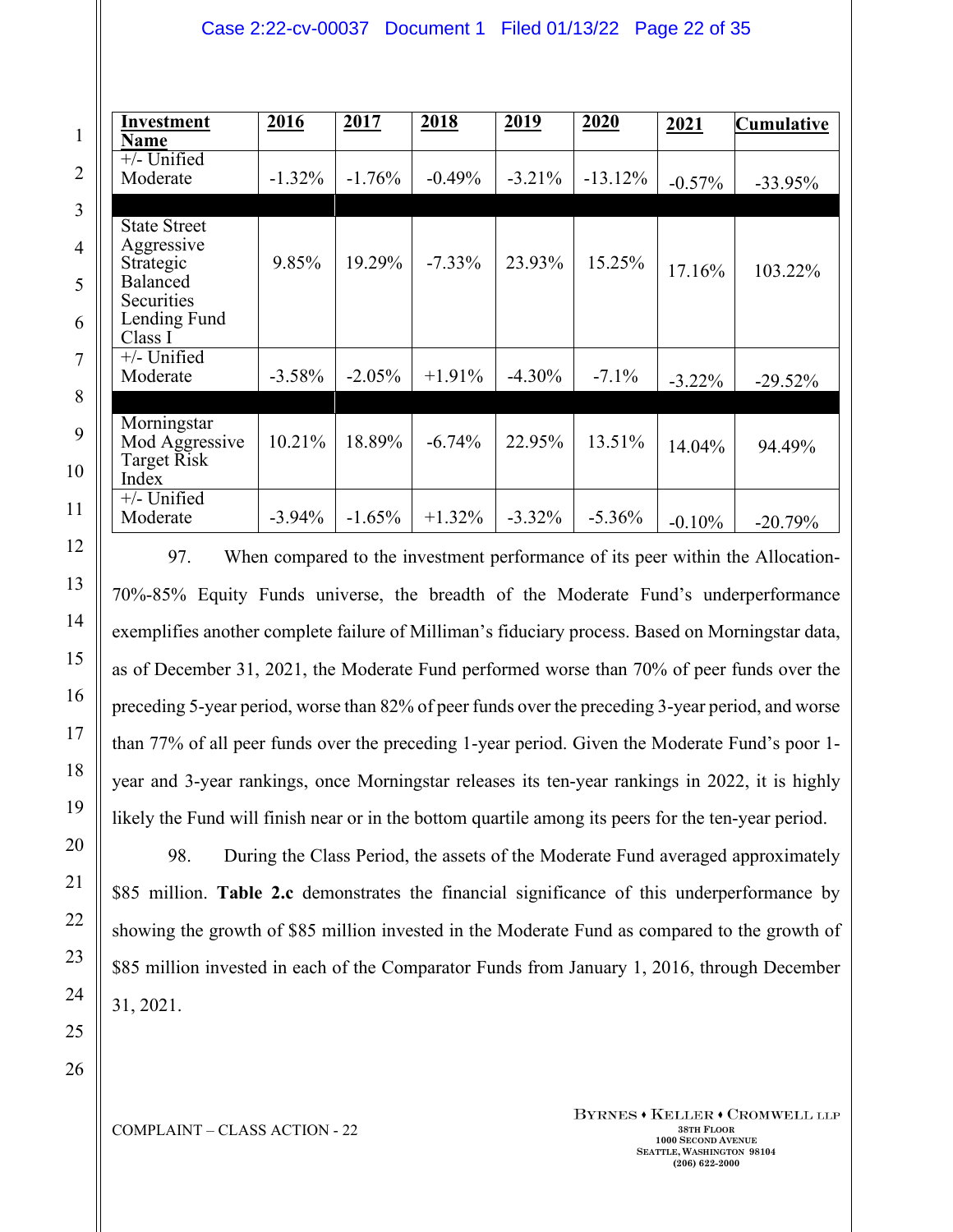| Investment Name | 2016 | 2017 | 2018 | 2019 | 2020 | 2021 | Cumulative |
|---|---|---|---|---|---|---|---|
| +/- Unified Moderate | -1.32% | -1.76% | -0.49% | -3.21% | -13.12% | -0.57% | -33.95% |
| | | | | | | | |
| State Street Aggressive Strategic Balanced Securities Lending Fund Class I | 9.85% | 19.29% | -7.33% | 23.93% | 15.25% | 17.16% | 103.22% |
| +/- Unified Moderate | -3.58% | -2.05% | +1.91% | -4.30% | -7.1% | -3.22% | -29.52% |
| | | | | | | | |
| Morningstar Mod Aggressive Target Risk Index | 10.21% | 18.89% | -6.74% | 22.95% | 13.51% | 14.04% | 94.49% |
| +/- Unified Moderate | -3.94% | -1.65% | +1.32% | -3.32% | -5.36% | -0.10% | -20.79% |

97. When compared to the investment performance of its peer within the Allocation-70%-85% Equity Funds universe, the breadth of the Moderate Fund's underperformance exemplifies another complete failure of Milliman's fiduciary process. Based on Morningstar data, as of December 31, 2021, the Moderate Fund performed worse than 70% of peer funds over the preceding 5-year period, worse than 82% of peer funds over the preceding 3-year period, and worse than 77% of all peer funds over the preceding 1-year period. Given the Moderate Fund's poor 1-year and 3-year rankings, once Morningstar releases its ten-year rankings in 2022, it is highly likely the Fund will finish near or in the bottom quartile among its peers for the ten-year period.

98. During the Class Period, the assets of the Moderate Fund averaged approximately $85 million. **Table 2.c** demonstrates the financial significance of this underperformance by showing the growth of $85 million invested in the Moderate Fund as compared to the growth of $85 million invested in each of the Comparator Funds from January 1, 2016, through December 31, 2021.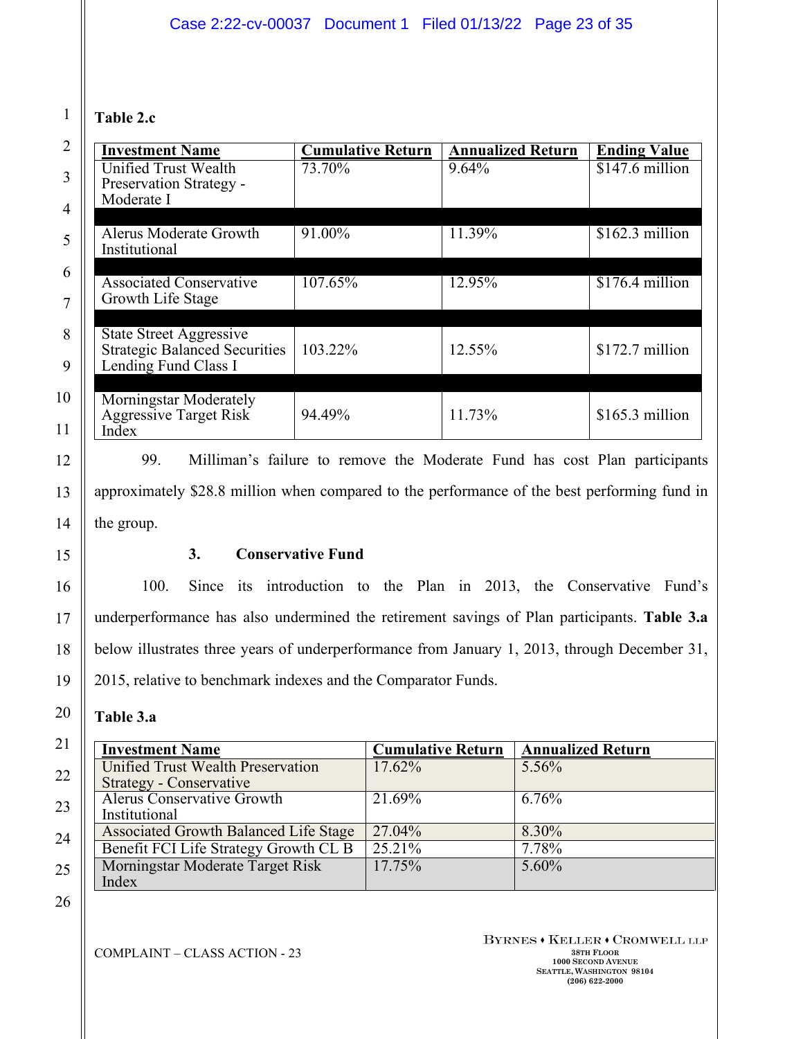**Table 2.c**

| Investment Name | Cumulative Return | Annualized Return | Ending Value |
|---|---|---|---|
| Unified Trust Wealth Preservation Strategy - Moderate I | 73.70% | 9.64% | $147.6 million |
| Alerus Moderate Growth Institutional | 91.00% | 11.39% | $162.3 million |
| Associated Conservative Growth Life Stage | 107.65% | 12.95% | $176.4 million |
| State Street Aggressive Strategic Balanced Securities Lending Fund Class I | 103.22% | 12.55% | $172.7 million |
| Morningstar Moderately Aggressive Target Risk Index | 94.49% | 11.73% | $165.3 million |

99. Milliman's failure to remove the Moderate Fund has cost Plan participants approximately $28.8 million when compared to the performance of the best performing fund in the group.

### 3. Conservative Fund

100. Since its introduction to the Plan in 2013, the Conservative Fund's underperformance has also undermined the retirement savings of Plan participants. **Table 3.a** below illustrates three years of underperformance from January 1, 2013, through December 31, 2015, relative to benchmark indexes and the Comparator Funds.

**Table 3.a**

| Investment Name | Cumulative Return | Annualized Return |
|---|---|---|
| Unified Trust Wealth Preservation Strategy - Conservative | 17.62% | 5.56% |
| Alerus Conservative Growth Institutional | 21.69% | 6.76% |
| Associated Growth Balanced Life Stage | 27.04% | 8.30% |
| Benefit FCI Life Strategy Growth CL B | 25.21% | 7.78% |
| Morningstar Moderate Target Risk Index | 17.75% | 5.60% |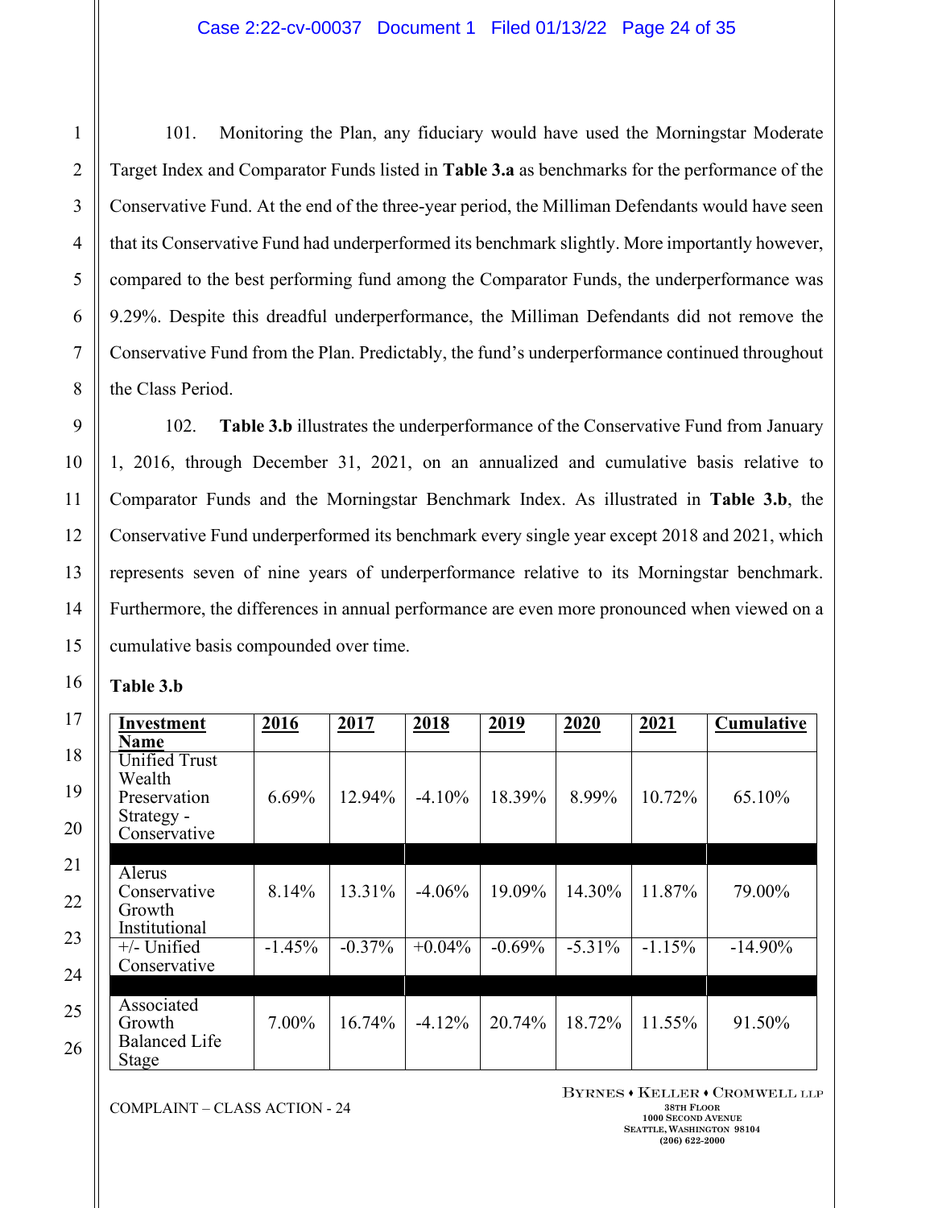101. Monitoring the Plan, any fiduciary would have used the Morningstar Moderate Target Index and Comparator Funds listed in **Table 3.a** as benchmarks for the performance of the Conservative Fund. At the end of the three-year period, the Milliman Defendants would have seen that its Conservative Fund had underperformed its benchmark slightly. More importantly however, compared to the best performing fund among the Comparator Funds, the underperformance was 9.29%. Despite this dreadful underperformance, the Milliman Defendants did not remove the Conservative Fund from the Plan. Predictably, the fund's underperformance continued throughout the Class Period.

102. **Table 3.b** illustrates the underperformance of the Conservative Fund from January 1, 2016, through December 31, 2021, on an annualized and cumulative basis relative to Comparator Funds and the Morningstar Benchmark Index. As illustrated in **Table 3.b**, the Conservative Fund underperformed its benchmark every single year except 2018 and 2021, which represents seven of nine years of underperformance relative to its Morningstar benchmark. Furthermore, the differences in annual performance are even more pronounced when viewed on a cumulative basis compounded over time.

**Table 3.b**

| Investment Name | 2016 | 2017 | 2018 | 2019 | 2020 | 2021 | Cumulative |
|---|---|---|---|---|---|---|---|
| Unified Trust Wealth Preservation Strategy - Conservative | 6.69% | 12.94% | -4.10% | 18.39% | 8.99% | 10.72% | 65.10% |
| | | | | | | | |
| Alerus Conservative Growth Institutional | 8.14% | 13.31% | -4.06% | 19.09% | 14.30% | 11.87% | 79.00% |
| +/- Unified Conservative | -1.45% | -0.37% | +0.04% | -0.69% | -5.31% | -1.15% | -14.90% |
| | | | | | | | |
| Associated Growth Balanced Life Stage | 7.00% | 16.74% | -4.12% | 20.74% | 18.72% | 11.55% | 91.50% |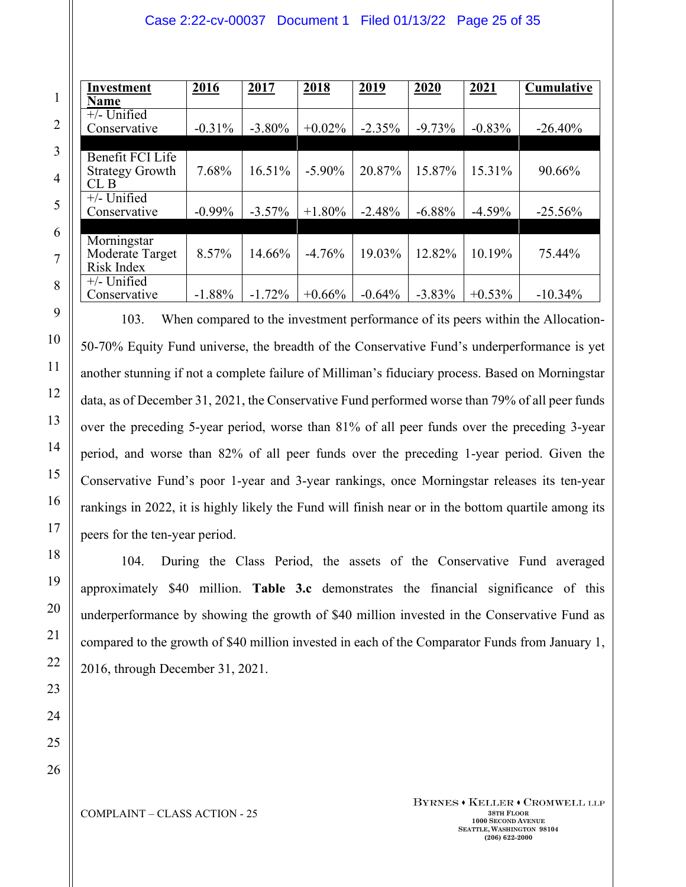| Investment Name | 2016 | 2017 | 2018 | 2019 | 2020 | 2021 | Cumulative |
|---|---|---|---|---|---|---|---|
| +/- Unified Conservative | -0.31% | -3.80% | +0.02% | -2.35% | -9.73% | -0.83% | -26.40% |
| | | | | | | | |
| Benefit FCI Life Strategy Growth CL B | 7.68% | 16.51% | -5.90% | 20.87% | 15.87% | 15.31% | 90.66% |
| +/- Unified Conservative | -0.99% | -3.57% | +1.80% | -2.48% | -6.88% | -4.59% | -25.56% |
| | | | | | | | |
| Morningstar Moderate Target Risk Index | 8.57% | 14.66% | -4.76% | 19.03% | 12.82% | 10.19% | 75.44% |
| +/- Unified Conservative | -1.88% | -1.72% | +0.66% | -0.64% | -3.83% | +0.53% | -10.34% |

103. When compared to the investment performance of its peers within the Allocation-50-70% Equity Fund universe, the breadth of the Conservative Fund's underperformance is yet another stunning if not a complete failure of Milliman's fiduciary process. Based on Morningstar data, as of December 31, 2021, the Conservative Fund performed worse than 79% of all peer funds over the preceding 5-year period, worse than 81% of all peer funds over the preceding 3-year period, and worse than 82% of all peer funds over the preceding 1-year period. Given the Conservative Fund's poor 1-year and 3-year rankings, once Morningstar releases its ten-year rankings in 2022, it is highly likely the Fund will finish near or in the bottom quartile among its peers for the ten-year period.

104. During the Class Period, the assets of the Conservative Fund averaged approximately $40 million. **Table 3.c** demonstrates the financial significance of this underperformance by showing the growth of $40 million invested in the Conservative Fund as compared to the growth of $40 million invested in each of the Comparator Funds from January 1, 2016, through December 31, 2021.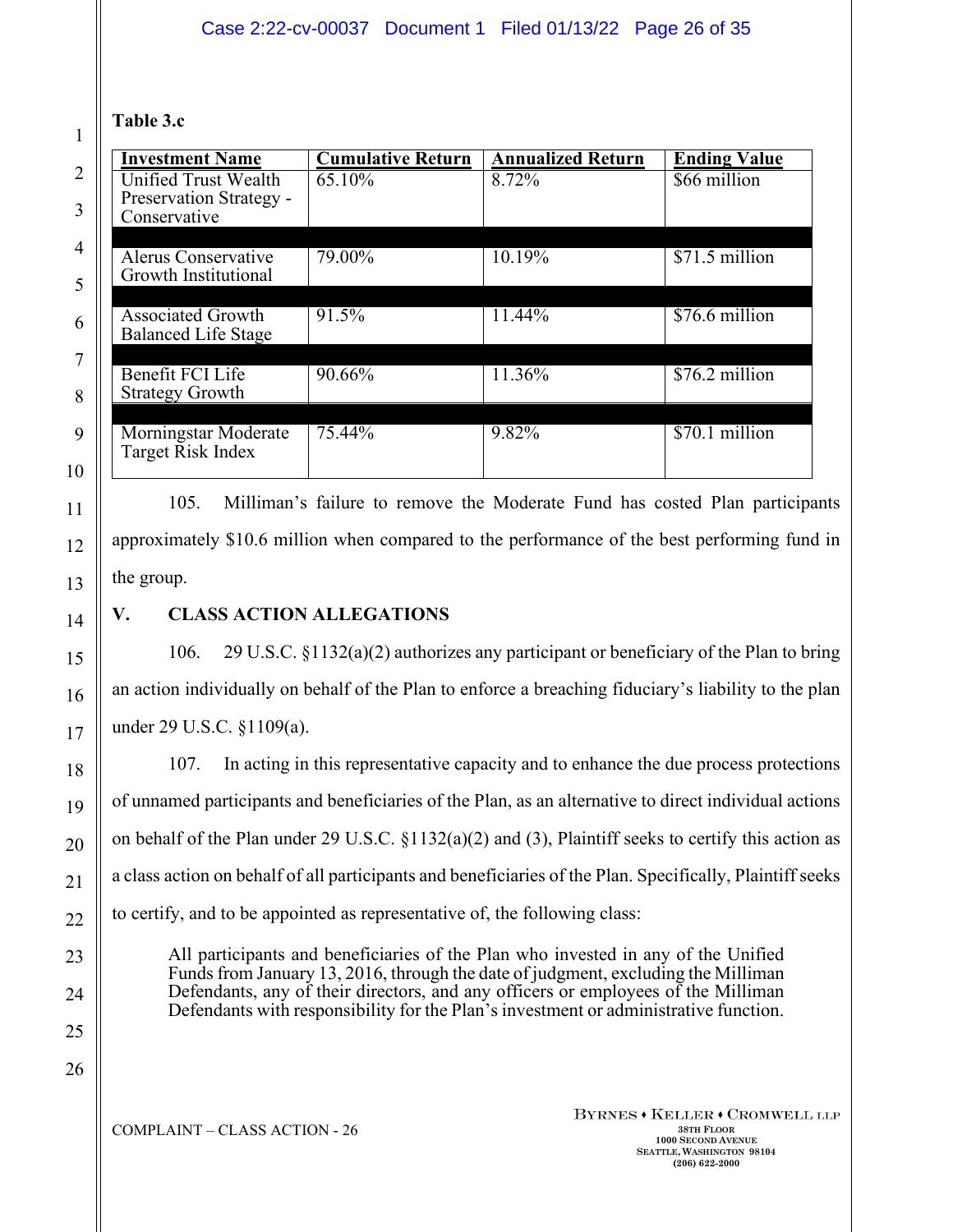**Table 3.c**

| Investment Name | Cumulative Return | Annualized Return | Ending Value |
|---|---|---|---|
| Unified Trust Wealth Preservation Strategy - Conservative | 65.10% | 8.72% | $66 million |
| Alerus Conservative Growth Institutional | 79.00% | 10.19% | $71.5 million |
| Associated Growth Balanced Life Stage | 91.5% | 11.44% | $76.6 million |
| Benefit FCI Life Strategy Growth | 90.66% | 11.36% | $76.2 million |
| Morningstar Moderate Target Risk Index | 75.44% | 9.82% | $70.1 million |

105. Milliman's failure to remove the Moderate Fund has costed Plan participants approximately $10.6 million when compared to the performance of the best performing fund in the group.

## V. CLASS ACTION ALLEGATIONS

106. 29 U.S.C. §1132(a)(2) authorizes any participant or beneficiary of the Plan to bring an action individually on behalf of the Plan to enforce a breaching fiduciary's liability to the plan under 29 U.S.C. §1109(a).

107. In acting in this representative capacity and to enhance the due process protections of unnamed participants and beneficiaries of the Plan, as an alternative to direct individual actions on behalf of the Plan under 29 U.S.C. §1132(a)(2) and (3), Plaintiff seeks to certify this action as a class action on behalf of all participants and beneficiaries of the Plan. Specifically, Plaintiff seeks to certify, and to be appointed as representative of, the following class:

> All participants and beneficiaries of the Plan who invested in any of the Unified Funds from January 13, 2016, through the date of judgment, excluding the Milliman Defendants, any of their directors, and any officers or employees of the Milliman Defendants with responsibility for the Plan's investment or administrative function.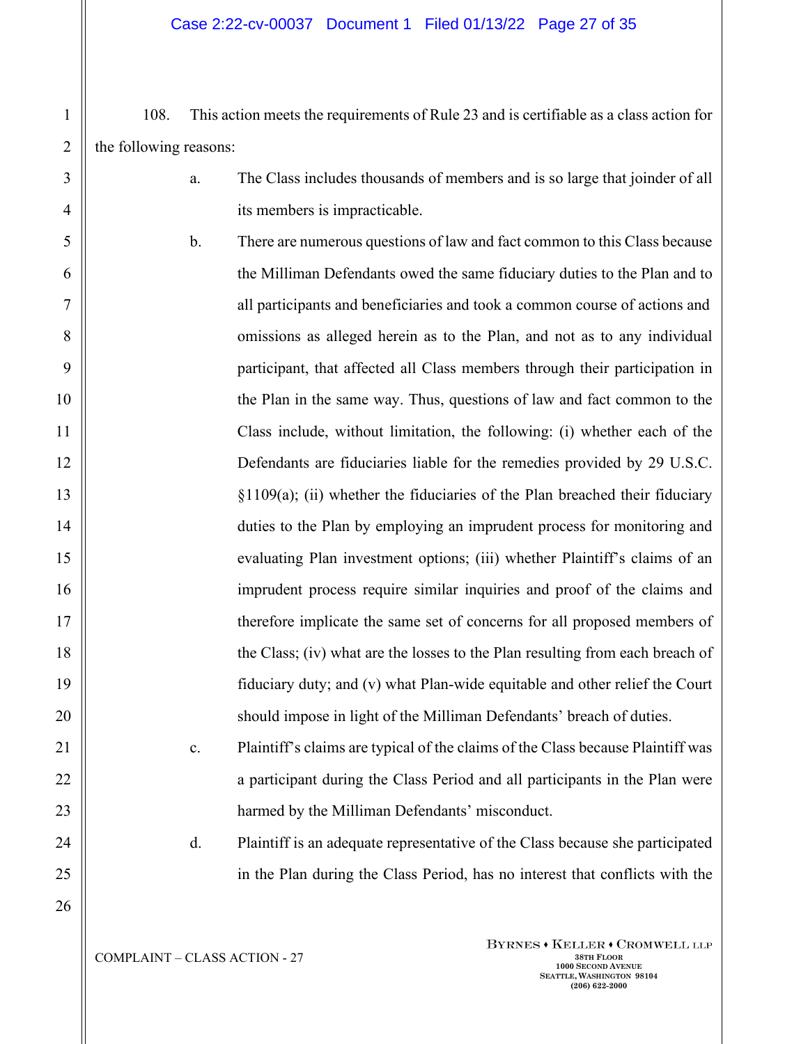108. This action meets the requirements of Rule 23 and is certifiable as a class action for the following reasons:

a. The Class includes thousands of members and is so large that joinder of all its members is impracticable.

b. There are numerous questions of law and fact common to this Class because the Milliman Defendants owed the same fiduciary duties to the Plan and to all participants and beneficiaries and took a common course of actions and omissions as alleged herein as to the Plan, and not as to any individual participant, that affected all Class members through their participation in the Plan in the same way. Thus, questions of law and fact common to the Class include, without limitation, the following: (i) whether each of the Defendants are fiduciaries liable for the remedies provided by 29 U.S.C. §1109(a); (ii) whether the fiduciaries of the Plan breached their fiduciary duties to the Plan by employing an imprudent process for monitoring and evaluating Plan investment options; (iii) whether Plaintiff's claims of an imprudent process require similar inquiries and proof of the claims and therefore implicate the same set of concerns for all proposed members of the Class; (iv) what are the losses to the Plan resulting from each breach of fiduciary duty; and (v) what Plan-wide equitable and other relief the Court should impose in light of the Milliman Defendants' breach of duties.

c. Plaintiff's claims are typical of the claims of the Class because Plaintiff was a participant during the Class Period and all participants in the Plan were harmed by the Milliman Defendants' misconduct.

d. Plaintiff is an adequate representative of the Class because she participated in the Plan during the Class Period, has no interest that conflicts with the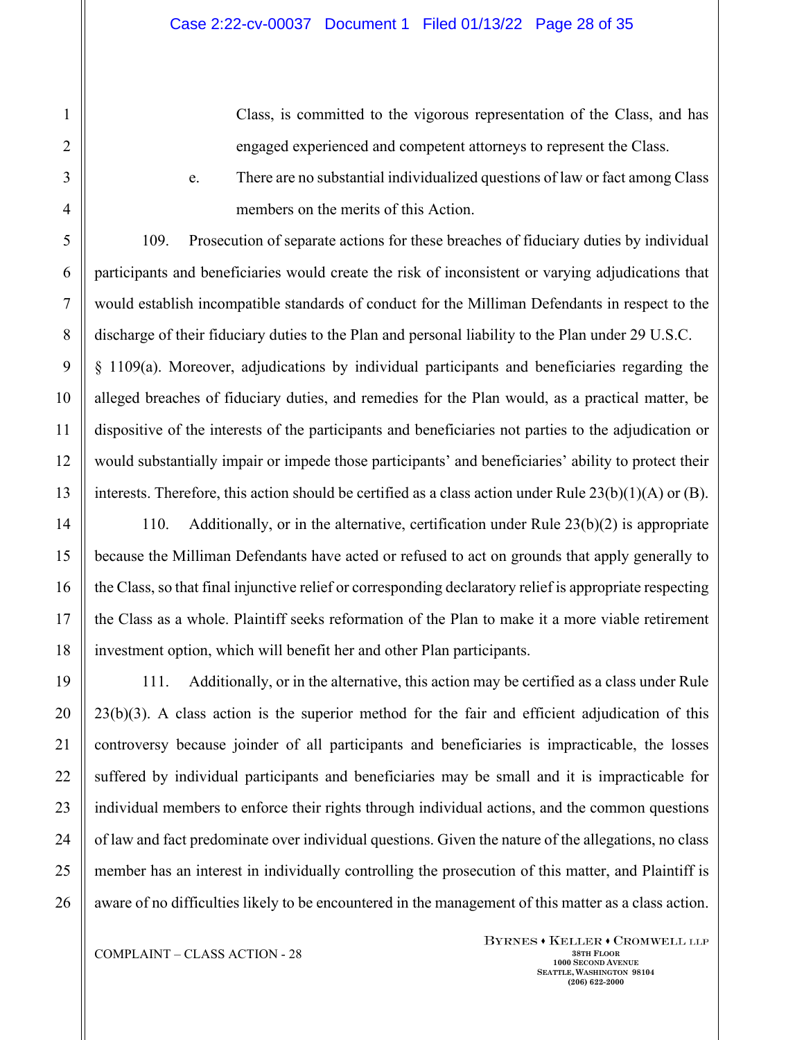Class, is committed to the vigorous representation of the Class, and has engaged experienced and competent attorneys to represent the Class.

e. There are no substantial individualized questions of law or fact among Class members on the merits of this Action.

109. Prosecution of separate actions for these breaches of fiduciary duties by individual participants and beneficiaries would create the risk of inconsistent or varying adjudications that would establish incompatible standards of conduct for the Milliman Defendants in respect to the discharge of their fiduciary duties to the Plan and personal liability to the Plan under 29 U.S.C. § 1109(a). Moreover, adjudications by individual participants and beneficiaries regarding the alleged breaches of fiduciary duties, and remedies for the Plan would, as a practical matter, be dispositive of the interests of the participants and beneficiaries not parties to the adjudication or would substantially impair or impede those participants' and beneficiaries' ability to protect their interests. Therefore, this action should be certified as a class action under Rule 23(b)(1)(A) or (B).

110. Additionally, or in the alternative, certification under Rule 23(b)(2) is appropriate because the Milliman Defendants have acted or refused to act on grounds that apply generally to the Class, so that final injunctive relief or corresponding declaratory relief is appropriate respecting the Class as a whole. Plaintiff seeks reformation of the Plan to make it a more viable retirement investment option, which will benefit her and other Plan participants.

111. Additionally, or in the alternative, this action may be certified as a class under Rule 23(b)(3). A class action is the superior method for the fair and efficient adjudication of this controversy because joinder of all participants and beneficiaries is impracticable, the losses suffered by individual participants and beneficiaries may be small and it is impracticable for individual members to enforce their rights through individual actions, and the common questions of law and fact predominate over individual questions. Given the nature of the allegations, no class member has an interest in individually controlling the prosecution of this matter, and Plaintiff is aware of no difficulties likely to be encountered in the management of this matter as a class action.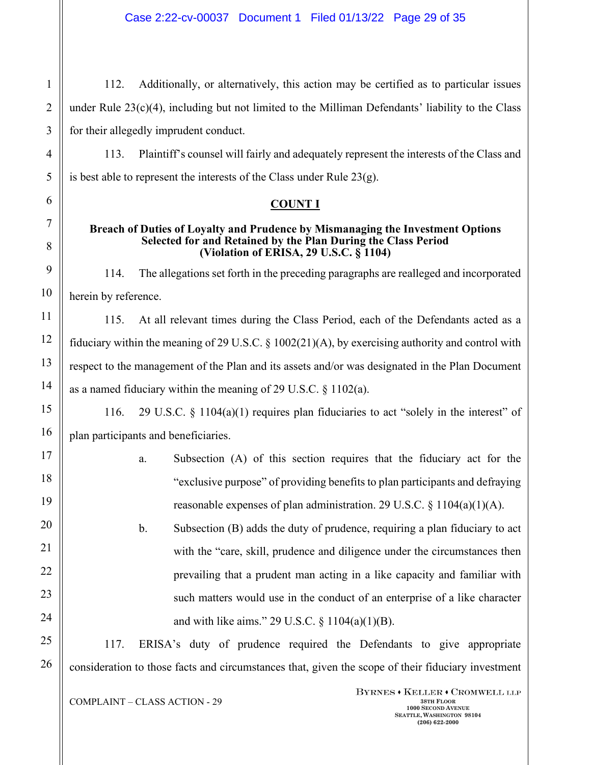112. Additionally, or alternatively, this action may be certified as to particular issues under Rule 23(c)(4), including but not limited to the Milliman Defendants' liability to the Class for their allegedly imprudent conduct.

113. Plaintiff's counsel will fairly and adequately represent the interests of the Class and is best able to represent the interests of the Class under Rule 23(g).

## COUNT I

**Breach of Duties of Loyalty and Prudence by Mismanaging the Investment Options Selected for and Retained by the Plan During the Class Period (Violation of ERISA, 29 U.S.C. § 1104)**

114. The allegations set forth in the preceding paragraphs are realleged and incorporated herein by reference.

115. At all relevant times during the Class Period, each of the Defendants acted as a fiduciary within the meaning of 29 U.S.C. § 1002(21)(A), by exercising authority and control with respect to the management of the Plan and its assets and/or was designated in the Plan Document as a named fiduciary within the meaning of 29 U.S.C. § 1102(a).

116. 29 U.S.C. § 1104(a)(1) requires plan fiduciaries to act "solely in the interest" of plan participants and beneficiaries.

a. Subsection (A) of this section requires that the fiduciary act for the "exclusive purpose" of providing benefits to plan participants and defraying reasonable expenses of plan administration. 29 U.S.C. § 1104(a)(1)(A).

b. Subsection (B) adds the duty of prudence, requiring a plan fiduciary to act with the "care, skill, prudence and diligence under the circumstances then prevailing that a prudent man acting in a like capacity and familiar with such matters would use in the conduct of an enterprise of a like character and with like aims." 29 U.S.C. § 1104(a)(1)(B).

117. ERISA's duty of prudence required the Defendants to give appropriate consideration to those facts and circumstances that, given the scope of their fiduciary investment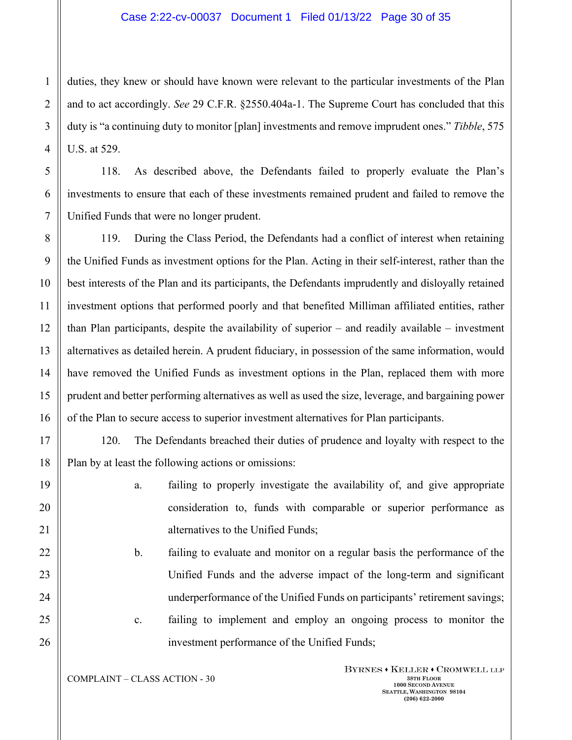duties, they knew or should have known were relevant to the particular investments of the Plan and to act accordingly. *See* 29 C.F.R. §2550.404a-1. The Supreme Court has concluded that this duty is "a continuing duty to monitor [plan] investments and remove imprudent ones." *Tibble*, 575 U.S. at 529.

118. As described above, the Defendants failed to properly evaluate the Plan's investments to ensure that each of these investments remained prudent and failed to remove the Unified Funds that were no longer prudent.

119. During the Class Period, the Defendants had a conflict of interest when retaining the Unified Funds as investment options for the Plan. Acting in their self-interest, rather than the best interests of the Plan and its participants, the Defendants imprudently and disloyally retained investment options that performed poorly and that benefited Milliman affiliated entities, rather than Plan participants, despite the availability of superior – and readily available – investment alternatives as detailed herein. A prudent fiduciary, in possession of the same information, would have removed the Unified Funds as investment options in the Plan, replaced them with more prudent and better performing alternatives as well as used the size, leverage, and bargaining power of the Plan to secure access to superior investment alternatives for Plan participants.

120. The Defendants breached their duties of prudence and loyalty with respect to the Plan by at least the following actions or omissions:

a. failing to properly investigate the availability of, and give appropriate consideration to, funds with comparable or superior performance as alternatives to the Unified Funds;

b. failing to evaluate and monitor on a regular basis the performance of the Unified Funds and the adverse impact of the long-term and significant underperformance of the Unified Funds on participants' retirement savings;

c. failing to implement and employ an ongoing process to monitor the investment performance of the Unified Funds;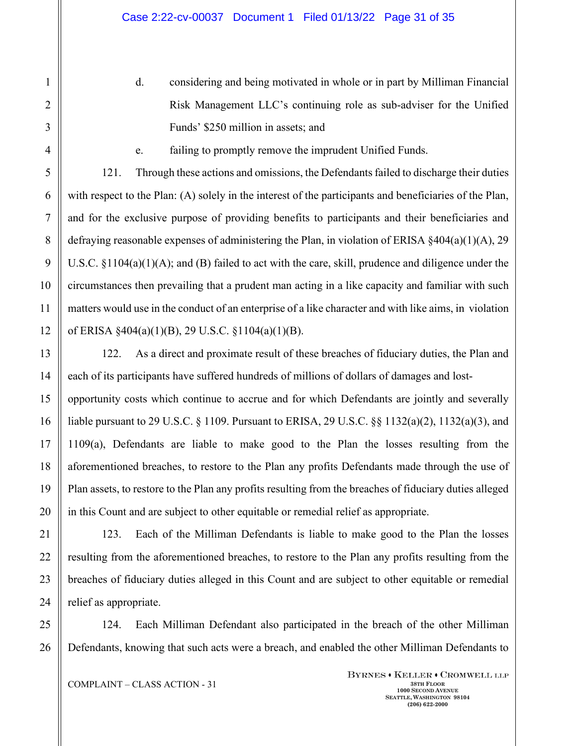d. considering and being motivated in whole or in part by Milliman Financial Risk Management LLC's continuing role as sub-adviser for the Unified Funds' $250 million in assets; and

e. failing to promptly remove the imprudent Unified Funds.

121. Through these actions and omissions, the Defendants failed to discharge their duties with respect to the Plan: (A) solely in the interest of the participants and beneficiaries of the Plan, and for the exclusive purpose of providing benefits to participants and their beneficiaries and defraying reasonable expenses of administering the Plan, in violation of ERISA §404(a)(1)(A), 29 U.S.C. §1104(a)(1)(A); and (B) failed to act with the care, skill, prudence and diligence under the circumstances then prevailing that a prudent man acting in a like capacity and familiar with such matters would use in the conduct of an enterprise of a like character and with like aims, in violation of ERISA §404(a)(1)(B), 29 U.S.C. §1104(a)(1)(B).

122. As a direct and proximate result of these breaches of fiduciary duties, the Plan and each of its participants have suffered hundreds of millions of dollars of damages and lost-opportunity costs which continue to accrue and for which Defendants are jointly and severally liable pursuant to 29 U.S.C. § 1109. Pursuant to ERISA, 29 U.S.C. §§ 1132(a)(2), 1132(a)(3), and 1109(a), Defendants are liable to make good to the Plan the losses resulting from the aforementioned breaches, to restore to the Plan any profits Defendants made through the use of Plan assets, to restore to the Plan any profits resulting from the breaches of fiduciary duties alleged in this Count and are subject to other equitable or remedial relief as appropriate.

123. Each of the Milliman Defendants is liable to make good to the Plan the losses resulting from the aforementioned breaches, to restore to the Plan any profits resulting from the breaches of fiduciary duties alleged in this Count and are subject to other equitable or remedial relief as appropriate.

124. Each Milliman Defendant also participated in the breach of the other Milliman Defendants, knowing that such acts were a breach, and enabled the other Milliman Defendants to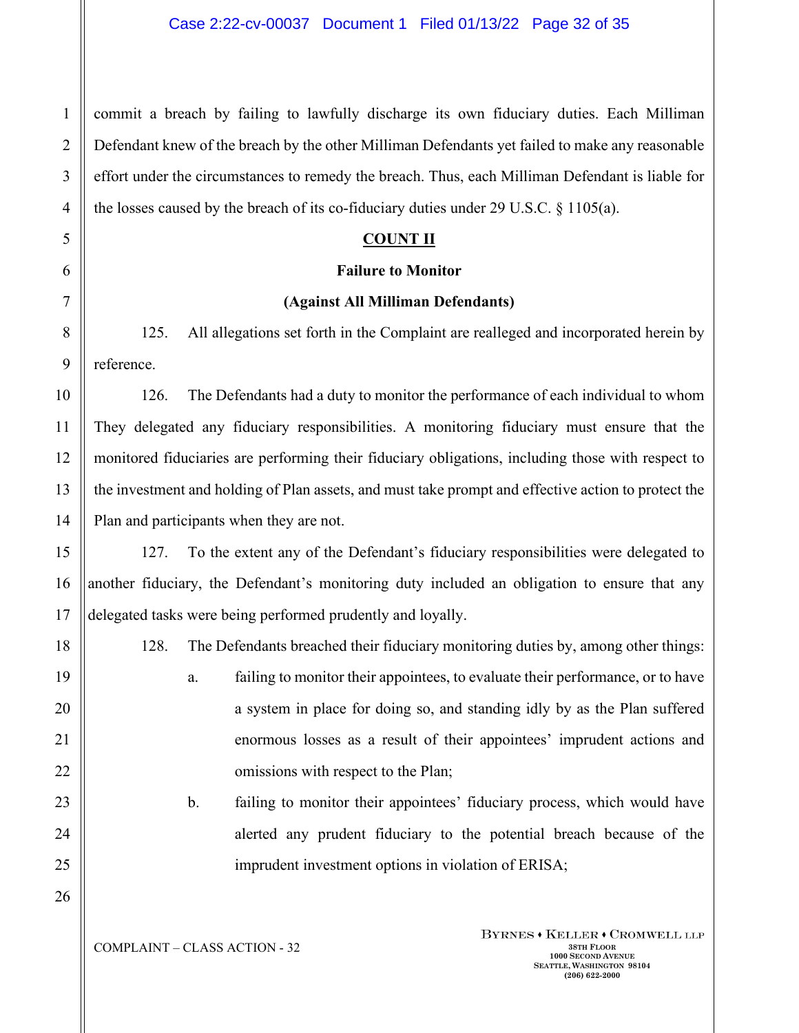commit a breach by failing to lawfully discharge its own fiduciary duties. Each Milliman Defendant knew of the breach by the other Milliman Defendants yet failed to make any reasonable effort under the circumstances to remedy the breach. Thus, each Milliman Defendant is liable for the losses caused by the breach of its co-fiduciary duties under 29 U.S.C. § 1105(a).

**COUNT II**

**Failure to Monitor**

**(Against All Milliman Defendants)**

125. All allegations set forth in the Complaint are realleged and incorporated herein by reference.

126. The Defendants had a duty to monitor the performance of each individual to whom They delegated any fiduciary responsibilities. A monitoring fiduciary must ensure that the monitored fiduciaries are performing their fiduciary obligations, including those with respect to the investment and holding of Plan assets, and must take prompt and effective action to protect the Plan and participants when they are not.

127. To the extent any of the Defendant's fiduciary responsibilities were delegated to another fiduciary, the Defendant's monitoring duty included an obligation to ensure that any delegated tasks were being performed prudently and loyally.

128. The Defendants breached their fiduciary monitoring duties by, among other things:

a. failing to monitor their appointees, to evaluate their performance, or to have a system in place for doing so, and standing idly by as the Plan suffered enormous losses as a result of their appointees' imprudent actions and omissions with respect to the Plan;

b. failing to monitor their appointees' fiduciary process, which would have alerted any prudent fiduciary to the potential breach because of the imprudent investment options in violation of ERISA;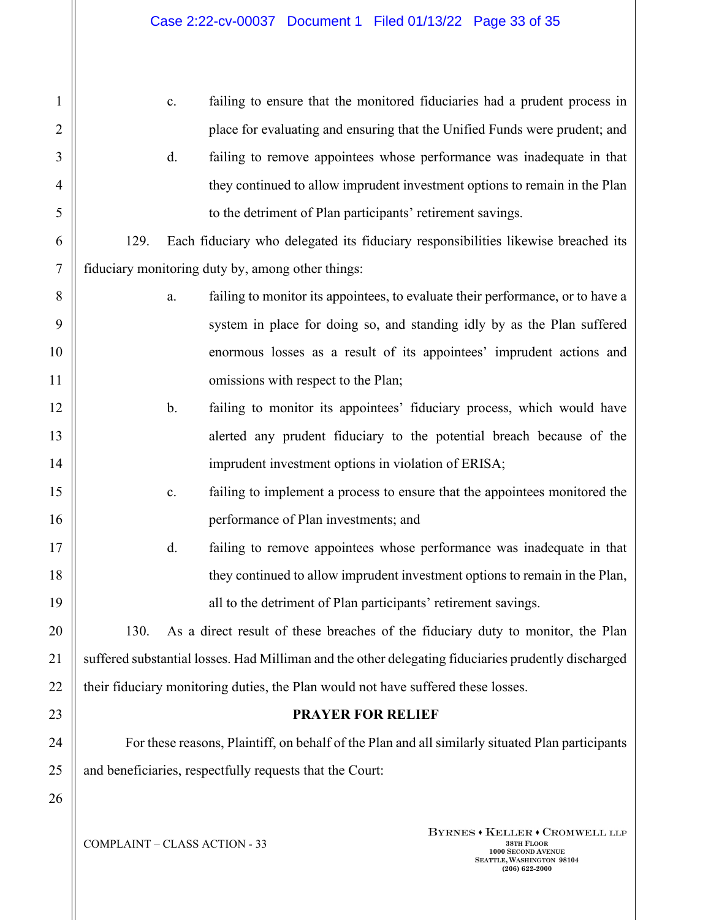c. failing to ensure that the monitored fiduciaries had a prudent process in place for evaluating and ensuring that the Unified Funds were prudent; and

d. failing to remove appointees whose performance was inadequate in that they continued to allow imprudent investment options to remain in the Plan to the detriment of Plan participants' retirement savings.

129. Each fiduciary who delegated its fiduciary responsibilities likewise breached its fiduciary monitoring duty by, among other things:

a. failing to monitor its appointees, to evaluate their performance, or to have a system in place for doing so, and standing idly by as the Plan suffered enormous losses as a result of its appointees' imprudent actions and omissions with respect to the Plan;

b. failing to monitor its appointees' fiduciary process, which would have alerted any prudent fiduciary to the potential breach because of the imprudent investment options in violation of ERISA;

c. failing to implement a process to ensure that the appointees monitored the performance of Plan investments; and

d. failing to remove appointees whose performance was inadequate in that they continued to allow imprudent investment options to remain in the Plan, all to the detriment of Plan participants' retirement savings.

130. As a direct result of these breaches of the fiduciary duty to monitor, the Plan suffered substantial losses. Had Milliman and the other delegating fiduciaries prudently discharged their fiduciary monitoring duties, the Plan would not have suffered these losses.

## PRAYER FOR RELIEF

For these reasons, Plaintiff, on behalf of the Plan and all similarly situated Plan participants and beneficiaries, respectfully requests that the Court: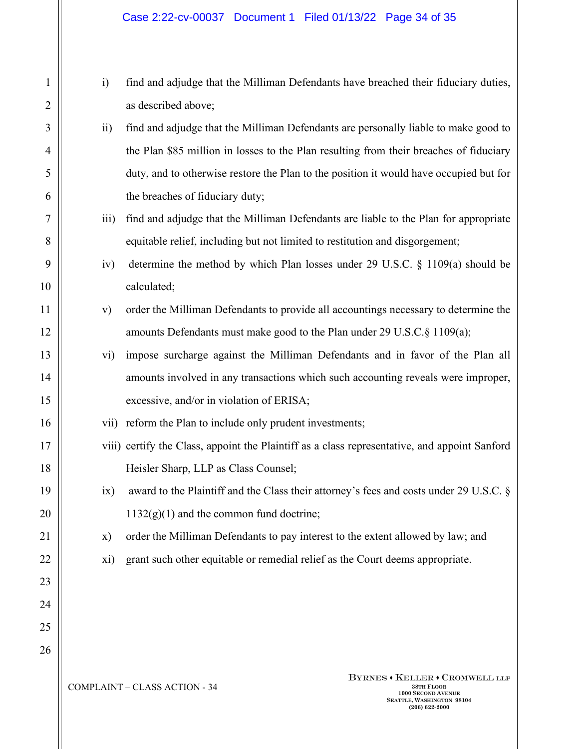i) find and adjudge that the Milliman Defendants have breached their fiduciary duties, as described above;

ii) find and adjudge that the Milliman Defendants are personally liable to make good to the Plan $85 million in losses to the Plan resulting from their breaches of fiduciary duty, and to otherwise restore the Plan to the position it would have occupied but for the breaches of fiduciary duty;

iii) find and adjudge that the Milliman Defendants are liable to the Plan for appropriate equitable relief, including but not limited to restitution and disgorgement;

iv) determine the method by which Plan losses under 29 U.S.C. § 1109(a) should be calculated;

v) order the Milliman Defendants to provide all accountings necessary to determine the amounts Defendants must make good to the Plan under 29 U.S.C.§ 1109(a);

vi) impose surcharge against the Milliman Defendants and in favor of the Plan all amounts involved in any transactions which such accounting reveals were improper, excessive, and/or in violation of ERISA;

vii) reform the Plan to include only prudent investments;

viii) certify the Class, appoint the Plaintiff as a class representative, and appoint Sanford Heisler Sharp, LLP as Class Counsel;

ix) award to the Plaintiff and the Class their attorney's fees and costs under 29 U.S.C. § 1132(g)(1) and the common fund doctrine;

x) order the Milliman Defendants to pay interest to the extent allowed by law; and

xi) grant such other equitable or remedial relief as the Court deems appropriate.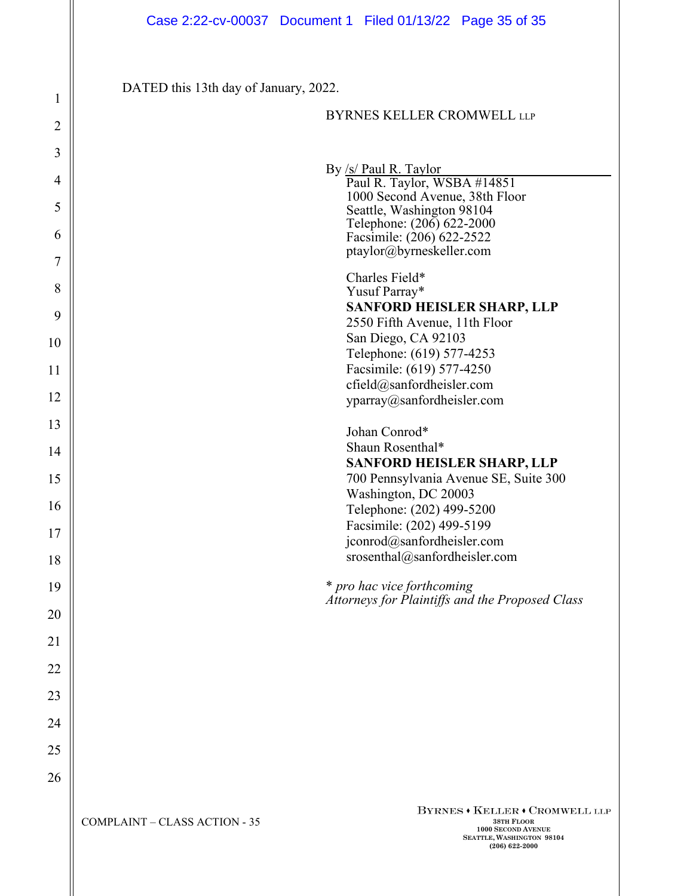DATED this 13th day of January, 2022.

BYRNES KELLER CROMWELL LLP

By /s/ Paul R. Taylor
Paul R. Taylor, WSBA #14851
1000 Second Avenue, 38th Floor
Seattle, Washington 98104
Telephone: (206) 622-2000
Facsimile: (206) 622-2522
ptaylor@byrneskeller.com

Charles Field*
Yusuf Parray*
**SANFORD HEISLER SHARP, LLP**
2550 Fifth Avenue, 11th Floor
San Diego, CA 92103
Telephone: (619) 577-4253
Facsimile: (619) 577-4250
cfield@sanfordheisler.com
yparray@sanfordheisler.com

Johan Conrod*
Shaun Rosenthal*
**SANFORD HEISLER SHARP, LLP**
700 Pennsylvania Avenue SE, Suite 300
Washington, DC 20003
Telephone: (202) 499-5200
Facsimile: (202) 499-5199
jconrod@sanfordheisler.com
srosenthal@sanfordheisler.com

\* *pro hac vice forthcoming*
*Attorneys for Plaintiffs and the Proposed Class*